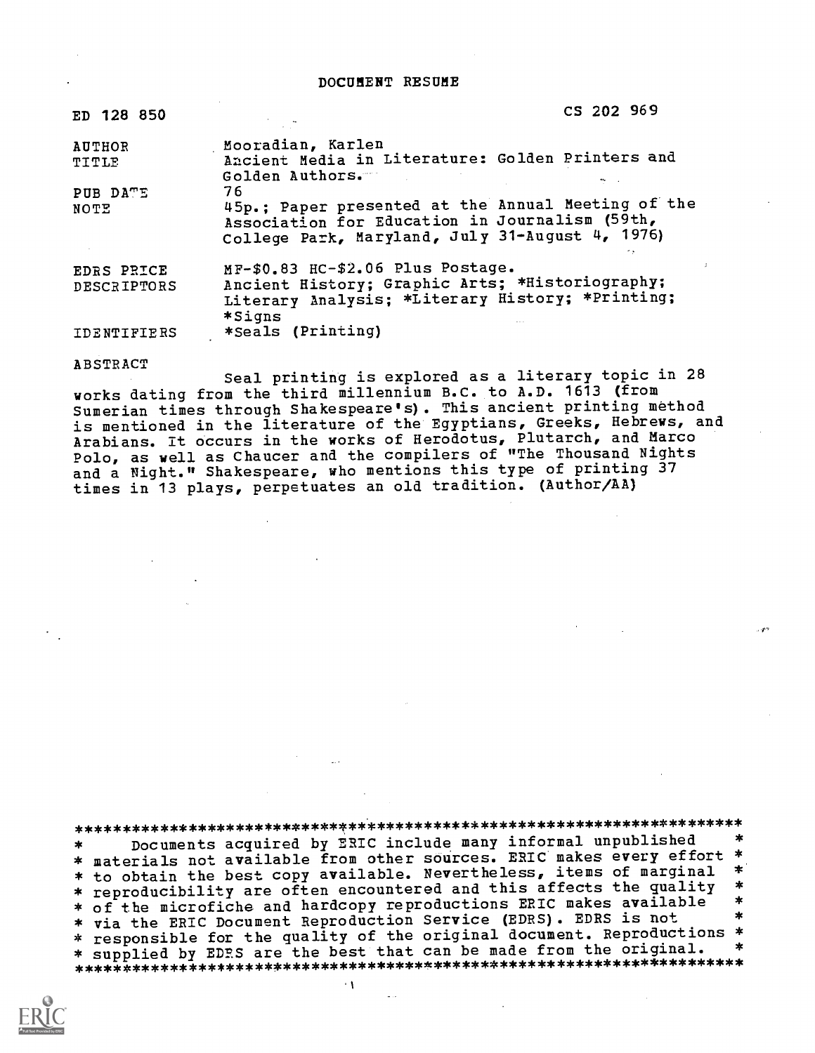# DOCUMENT RESUME

| | |
|---|---|
| ED 128 850 | CS 202 969 |
| AUTHOR | Mooradian, Karlen |
| TITLE | Ancient Media in Literature: Golden Printers and Golden Authors. |
| PUB DATE | 76 |
| NOTE | 45p.; Paper presented at the Annual Meeting of the Association for Education in Journalism (59th, College Park, Maryland, July 31-August 4, 1976) |
| EDRS PRICE | MF-$0.83 HC-$2.06 Plus Postage. |
| DESCRIPTORS | Ancient History; Graphic Arts; *Historiography; Literary Analysis; *Literary History; *Printing; *Signs |
| IDENTIFIERS | *Seals (Printing) |

ABSTRACT

Seal printing is explored as a literary topic in 28 works dating from the third millennium B.C. to A.D. 1613 (from Sumerian times through Shakespeare's). This ancient printing method is mentioned in the literature of the Egyptians, Greeks, Hebrews, and Arabians. It occurs in the works of Herodotus, Plutarch, and Marco Polo, as well as Chaucer and the compilers of "The Thousand Nights and a Night." Shakespeare, who mentions this type of printing 37 times in 13 plays, perpetuates an old tradition. (Author/AA)

Documents acquired by ERIC include many informal unpublished materials not available from other sources. ERIC makes every effort to obtain the best copy available. Nevertheless, items of marginal reproducibility are often encountered and this affects the quality of the microfiche and hardcopy reproductions ERIC makes available via the ERIC Document Reproduction Service (EDRS). EDRS is not responsible for the quality of the original document. Reproductions supplied by EDRS are the best that can be made from the original.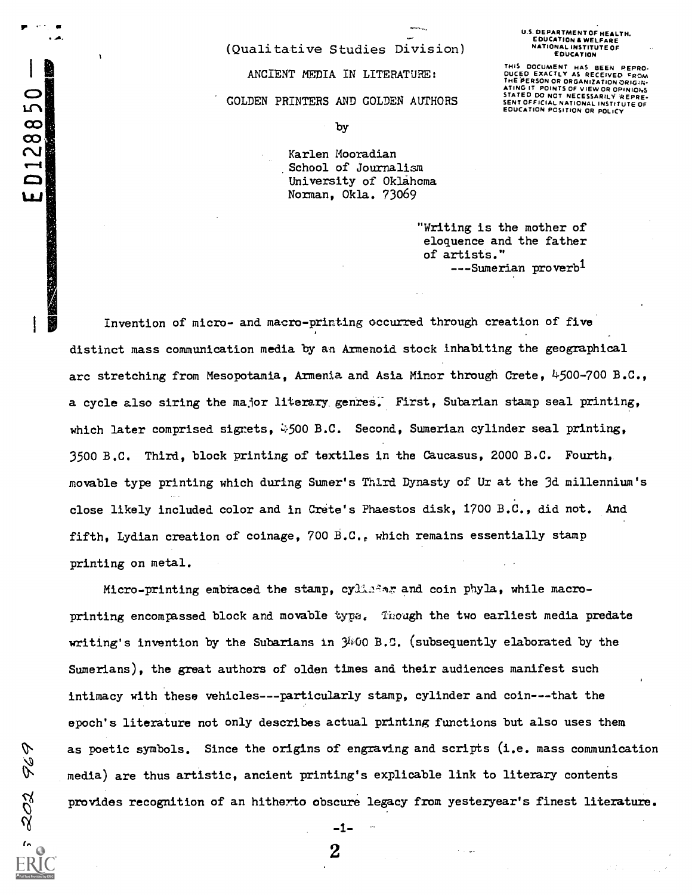(Qualitative Studies Division)

# ANCIENT MEDIA IN LITERATURE:

# GOLDEN PRINTERS AND GOLDEN AUTHORS

by

Karlen Mooradian
School of Journalism
University of Oklahoma
Norman, Okla. 73069

U.S. DEPARTMENT OF HEALTH, EDUCATION & WELFARE NATIONAL INSTITUTE OF EDUCATION

THIS DOCUMENT HAS BEEN REPRODUCED EXACTLY AS RECEIVED FROM THE PERSON OR ORGANIZATION ORIGINATING IT. POINTS OF VIEW OR OPINIONS STATED DO NOT NECESSARILY REPRESENT OFFICIAL NATIONAL INSTITUTE OF EDUCATION POSITION OR POLICY

> "Writing is the mother of eloquence and the father of artists."
> ---Sumerian proverb[1]

Invention of micro- and macro-printing occurred through creation of five distinct mass communication media by an Armenoid stock inhabiting the geographical arc stretching from Mesopotamia, Armenia and Asia Minor through Crete, 4500-700 B.C., a cycle also siring the major literary genres. First, Subarian stamp seal printing, which later comprised signets, 4500 B.C. Second, Sumerian cylinder seal printing, 3500 B.C. Third, block printing of textiles in the Caucasus, 2000 B.C. Fourth, movable type printing which during Sumer's Third Dynasty of Ur at the 3d millennium's close likely included color and in Crete's Phaestos disk, 1700 B.C., did not. And fifth, Lydian creation of coinage, 700 B.C., which remains essentially stamp printing on metal.

Micro-printing embraced the stamp, cylinder and coin phyla, while macro-printing encompassed block and movable type. Though the two earliest media predate writing's invention by the Subarians in 3400 B.C. (subsequently elaborated by the Sumerians), the great authors of olden times and their audiences manifest such intimacy with these vehicles---particularly stamp, cylinder and coin---that the epoch's literature not only describes actual printing functions but also uses them as poetic symbols. Since the origins of engraving and scripts (i.e. mass communication media) are thus artistic, ancient printing's explicable link to literary contents provides recognition of an hitherto obscure legacy from yesteryear's finest literature.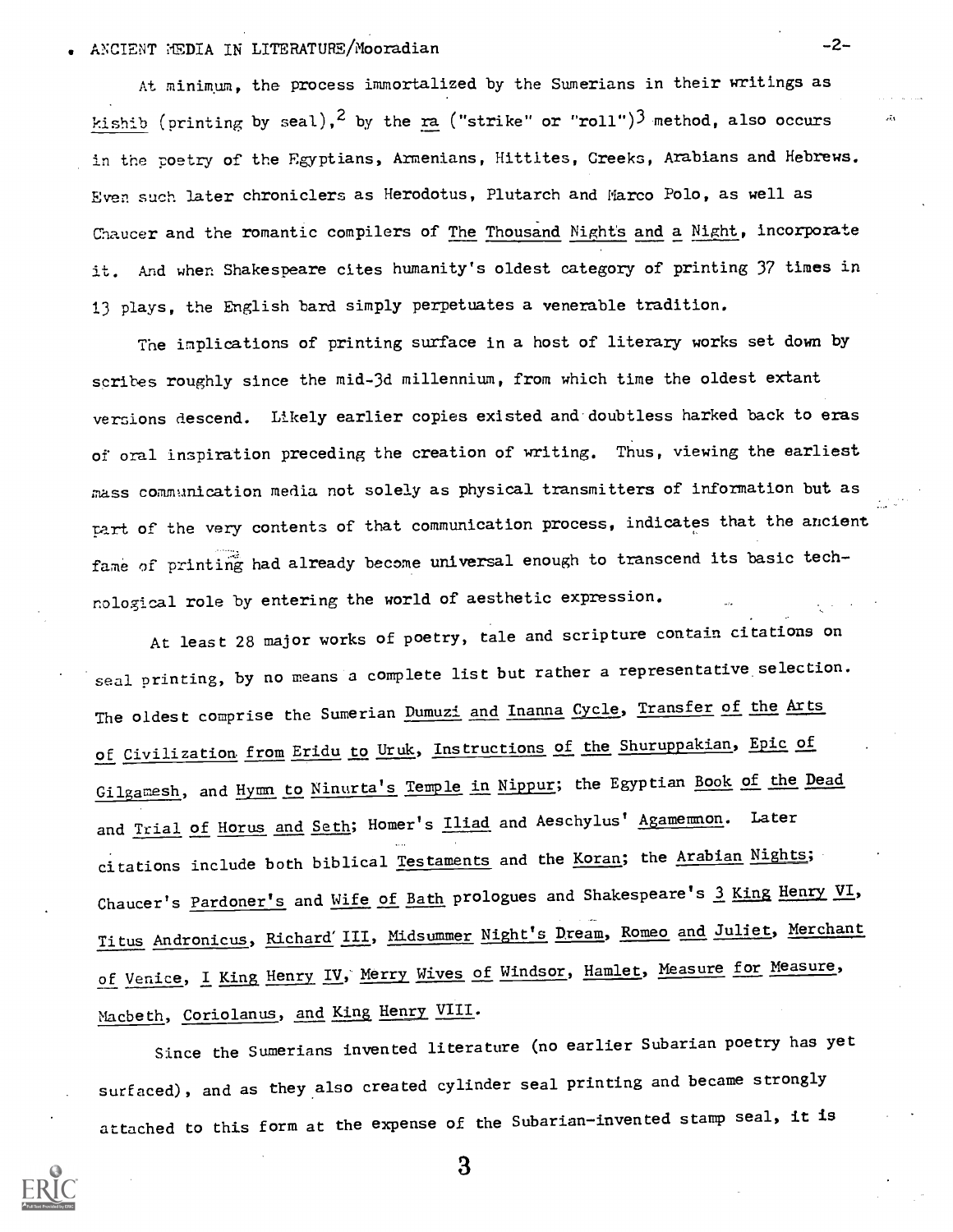At minimum, the process immortalized by the Sumerians in their writings as _kishib_ (printing by seal),[2] by the _ra_ ("strike" or "roll")[3] method, also occurs in the poetry of the Egyptians, Armenians, Hittites, Greeks, Arabians and Hebrews. Even such later chroniclers as Herodotus, Plutarch and Marco Polo, as well as Chaucer and the romantic compilers of _The Thousand Nights and a Night_, incorporate it. And when Shakespeare cites humanity's oldest category of printing 37 times in 13 plays, the English bard simply perpetuates a venerable tradition.

The implications of printing surface in a host of literary works set down by scribes roughly since the mid-3d millennium, from which time the oldest extant versions descend. Likely earlier copies existed and doubtless harked back to eras of oral inspiration preceding the creation of writing. Thus, viewing the earliest mass communication media not solely as physical transmitters of information but as part of the very contents of that communication process, indicates that the ancient fame of printing had already become universal enough to transcend its basic technological role by entering the world of aesthetic expression.

At least 28 major works of poetry, tale and scripture contain citations on seal printing, by no means a complete list but rather a representative selection. The oldest comprise the Sumerian _Dumuzi and Inanna Cycle_, _Transfer of the Arts of Civilization from Eridu to Uruk_, _Instructions of the Shuruppakian_, _Epic of Gilgamesh_, and _Hymn to Ninurta's Temple in Nippur_; the Egyptian _Book of the Dead_ and _Trial of Horus and Seth_; Homer's _Iliad_ and Aeschylus' _Agamemnon_. Later citations include both biblical _Testaments_ and the _Koran_; the _Arabian Nights_; Chaucer's _Pardoner's_ and _Wife of Bath_ prologues and Shakespeare's _3 King Henry VI_, _Titus Andronicus_, _Richard III_, _Midsummer Night's Dream_, _Romeo and Juliet_, _Merchant of Venice_, _I King Henry IV_, _Merry Wives of Windsor_, _Hamlet_, _Measure for Measure_, _Macbeth_, _Coriolanus_, and _King Henry VIII_.

Since the Sumerians invented literature (no earlier Subarian poetry has yet surfaced), and as they also created cylinder seal printing and became strongly attached to this form at the expense of the Subarian-invented stamp seal, it is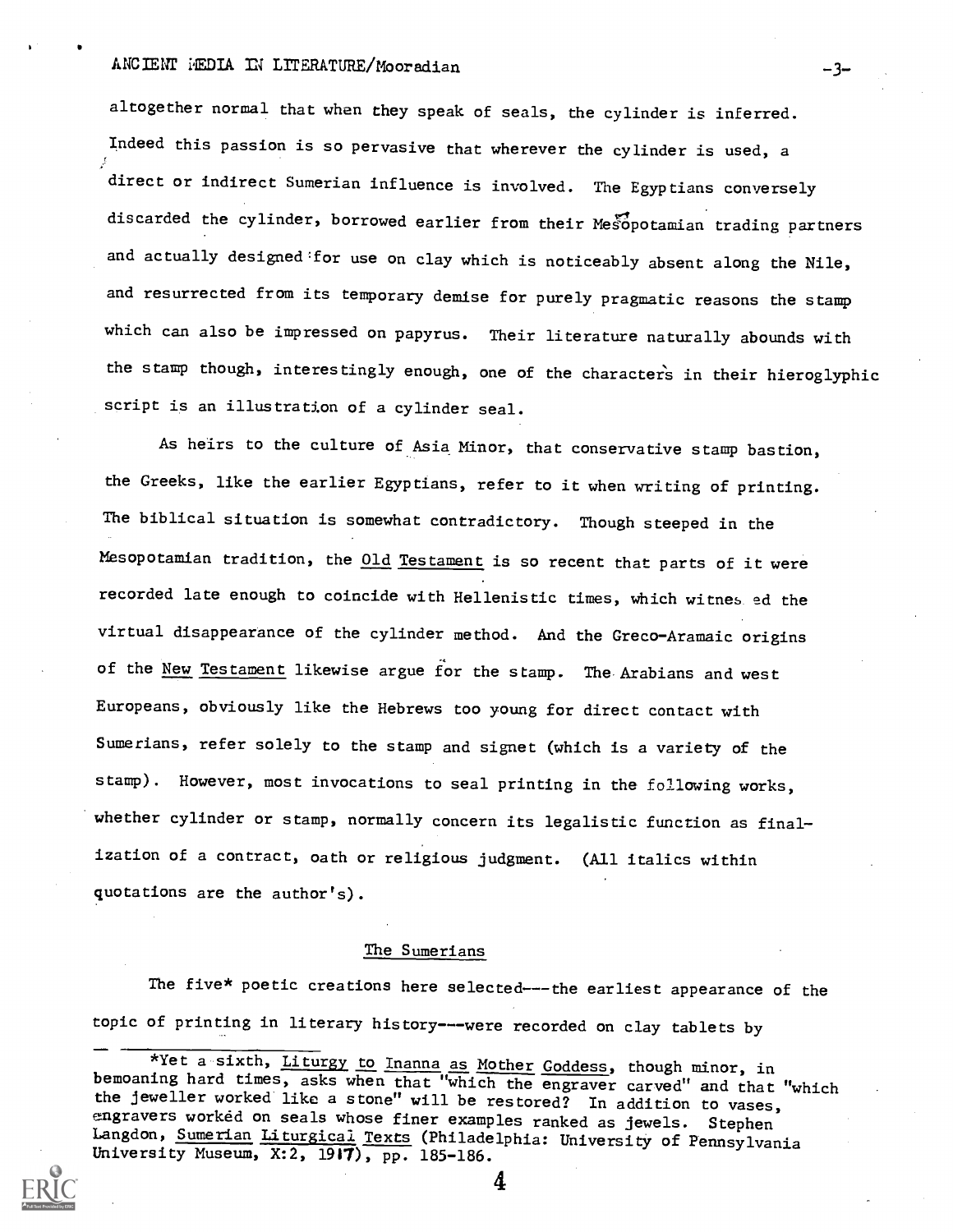altogether normal that when they speak of seals, the cylinder is inferred. Indeed this passion is so pervasive that wherever the cylinder is used, a direct or indirect Sumerian influence is involved. The Egyptians conversely discarded the cylinder, borrowed earlier from their Mesopotamian trading partners and actually designed for use on clay which is noticeably absent along the Nile, and resurrected from its temporary demise for purely pragmatic reasons the stamp which can also be impressed on papyrus. Their literature naturally abounds with the stamp though, interestingly enough, one of the characters in their hieroglyphic script is an illustration of a cylinder seal.

As heirs to the culture of Asia Minor, that conservative stamp bastion, the Greeks, like the earlier Egyptians, refer to it when writing of printing. The biblical situation is somewhat contradictory. Though steeped in the Mesopotamian tradition, the Old Testament is so recent that parts of it were recorded late enough to coincide with Hellenistic times, which witnessed the virtual disappearance of the cylinder method. And the Greco-Aramaic origins of the New Testament likewise argue for the stamp. The Arabians and west Europeans, obviously like the Hebrews too young for direct contact with Sumerians, refer solely to the stamp and signet (which is a variety of the stamp). However, most invocations to seal printing in the following works, whether cylinder or stamp, normally concern its legalistic function as finalization of a contract, oath or religious judgment. (All italics within quotations are the author's).

## The Sumerians

The five* poetic creations here selected---the earliest appearance of the topic of printing in literary history---were recorded on clay tablets by

*Yet a sixth, Liturgy to Inanna as Mother Goddess, though minor, in bemoaning hard times, asks when that "which the engraver carved" and that "which the jeweller worked like a stone" will be restored? In addition to vases, engravers worked on seals whose finer examples ranked as jewels. Stephen Langdon, Sumerian Liturgical Texts (Philadelphia: University of Pennsylvania University Museum, X:2, 1917), pp. 185-186.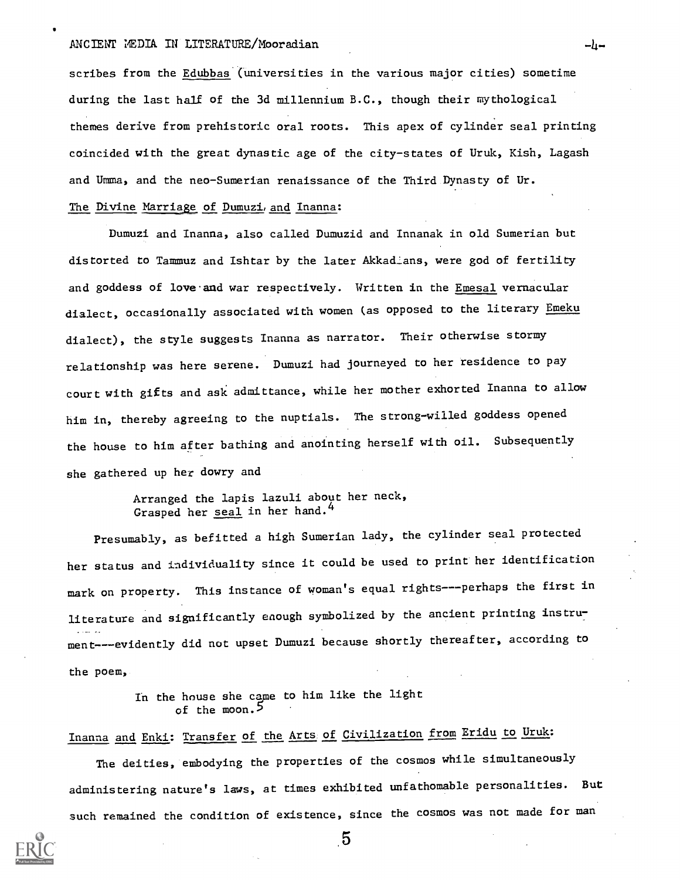scribes from the Edubbas (universities in the various major cities) sometime during the last half of the 3d millennium B.C., though their mythological themes derive from prehistoric oral roots. This apex of cylinder seal printing coincided with the great dynastic age of the city-states of Uruk, Kish, Lagash and Umma, and the neo-Sumerian renaissance of the Third Dynasty of Ur.

The Divine Marriage of Dumuzi and Inanna:

Dumuzi and Inanna, also called Dumuzid and Innanak in old Sumerian but distorted to Tammuz and Ishtar by the later Akkadians, were god of fertility and goddess of love and war respectively. Written in the Emesal vernacular dialect, occasionally associated with women (as opposed to the literary Emeku dialect), the style suggests Inanna as narrator. Their otherwise stormy relationship was here serene. Dumuzi had journeyed to her residence to pay court with gifts and ask admittance, while her mother exhorted Inanna to allow him in, thereby agreeing to the nuptials. The strong-willed goddess opened the house to him after bathing and anointing herself with oil. Subsequently she gathered up her dowry and

> Arranged the lapis lazuli about her neck,
> Grasped her seal in her hand.[4]

Presumably, as befitted a high Sumerian lady, the cylinder seal protected her status and individuality since it could be used to print her identification mark on property. This instance of woman's equal rights---perhaps the first in literature and significantly enough symbolized by the ancient printing instrument---evidently did not upset Dumuzi because shortly thereafter, according to the poem,

> In the house she came to him like the light
> of the moon.[5]

Inanna and Enki: Transfer of the Arts of Civilization from Eridu to Uruk:

The deities, embodying the properties of the cosmos while simultaneously administering nature's laws, at times exhibited unfathomable personalities. But such remained the condition of existence, since the cosmos was not made for man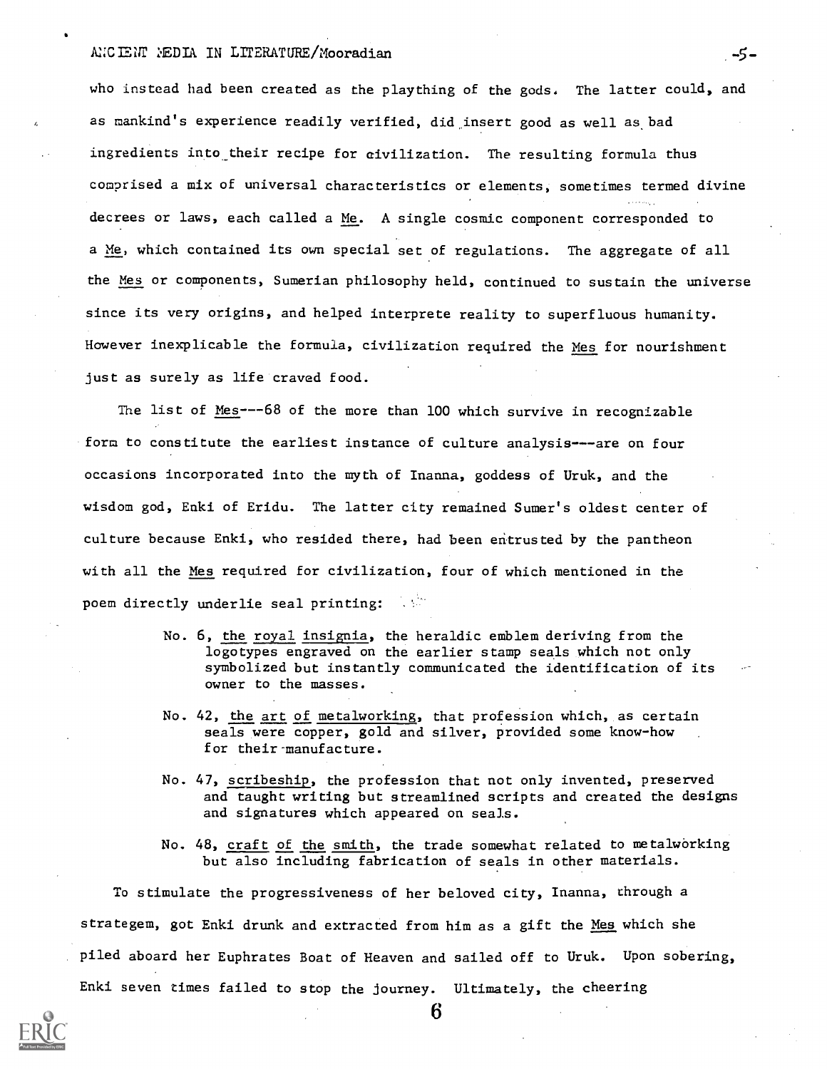who instead had been created as the plaything of the gods. The latter could, and as mankind's experience readily verified, did insert good as well as bad ingredients into their recipe for civilization. The resulting formula thus comprised a mix of universal characteristics or elements, sometimes termed divine decrees or laws, each called a Me. A single cosmic component corresponded to a Me, which contained its own special set of regulations. The aggregate of all the Mes or components, Sumerian philosophy held, continued to sustain the universe since its very origins, and helped interprete reality to superfluous humanity. However inexplicable the formula, civilization required the Mes for nourishment just as surely as life craved food.

The list of Mes---68 of the more than 100 which survive in recognizable form to constitute the earliest instance of culture analysis---are on four occasions incorporated into the myth of Inanna, goddess of Uruk, and the wisdom god, Enki of Eridu. The latter city remained Sumer's oldest center of culture because Enki, who resided there, had been entrusted by the pantheon with all the Mes required for civilization, four of which mentioned in the poem directly underlie seal printing:

> No. 6, the royal insignia, the heraldic emblem deriving from the logotypes engraved on the earlier stamp seals which not only symbolized but instantly communicated the identification of its owner to the masses.
>
> No. 42, the art of metalworking, that profession which, as certain seals were copper, gold and silver, provided some know-how for their manufacture.
>
> No. 47, scribeship, the profession that not only invented, preserved and taught writing but streamlined scripts and created the designs and signatures which appeared on seals.
>
> No. 48, craft of the smith, the trade somewhat related to metalworking but also including fabrication of seals in other materials.

To stimulate the progressiveness of her beloved city, Inanna, through a strategem, got Enki drunk and extracted from him as a gift the Mes which she piled aboard her Euphrates Boat of Heaven and sailed off to Uruk. Upon sobering, Enki seven times failed to stop the journey. Ultimately, the cheering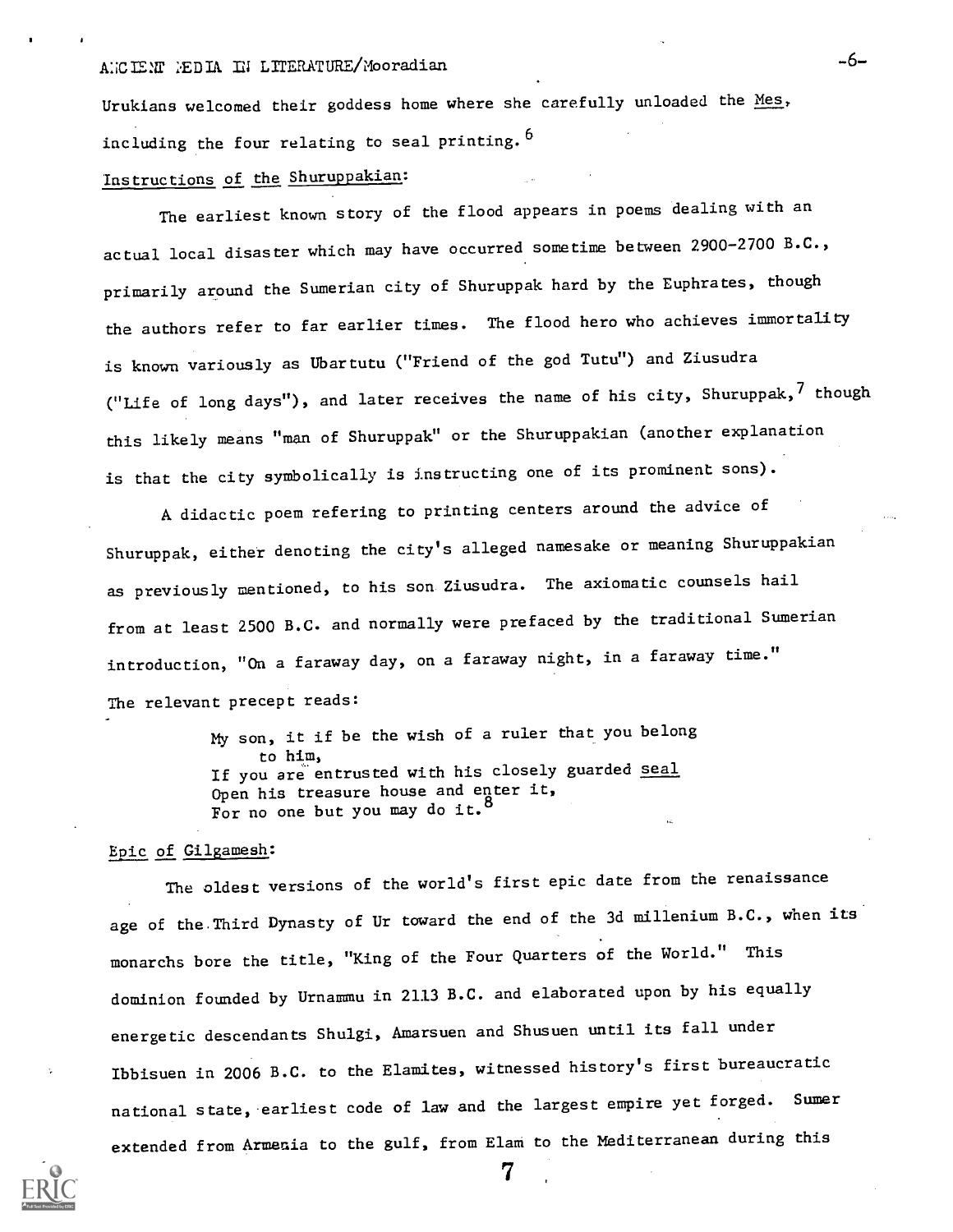Urukians welcomed their goddess home where she carefully unloaded the _Mes_, including the four relating to seal printing.[6]

Instructions of the Shuruppakian:

The earliest known story of the flood appears in poems dealing with an actual local disaster which may have occurred sometime between 2900-2700 B.C., primarily around the Sumerian city of Shuruppak hard by the Euphrates, though the authors refer to far earlier times. The flood hero who achieves immortality is known variously as Ubartutu ("Friend of the god Tutu") and Ziusudra ("Life of long days"), and later receives the name of his city, Shuruppak,[7] though this likely means "man of Shuruppak" or the Shuruppakian (another explanation is that the city symbolically is instructing one of its prominent sons).

A didactic poem refering to printing centers around the advice of Shuruppak, either denoting the city's alleged namesake or meaning Shuruppakian as previously mentioned, to his son Ziusudra. The axiomatic counsels hail from at least 2500 B.C. and normally were prefaced by the traditional Sumerian introduction, "On a faraway day, on a faraway night, in a faraway time." The relevant precept reads:

> My son, it if be the wish of a ruler that you belong
> to him,
> If you are entrusted with his closely guarded _seal_
> Open his treasure house and enter it,
> For no one but you may do it.[8]

Epic of Gilgamesh:

The oldest versions of the world's first epic date from the renaissance age of the Third Dynasty of Ur toward the end of the 3d millenium B.C., when its monarchs bore the title, "King of the Four Quarters of the World." This dominion founded by Urnammu in 2113 B.C. and elaborated upon by his equally energetic descendants Shulgi, Amarsuen and Shusuen until its fall under Ibbisuen in 2006 B.C. to the Elamites, witnessed history's first bureaucratic national state, earliest code of law and the largest empire yet forged. Sumer extended from Armenia to the gulf, from Elam to the Mediterranean during this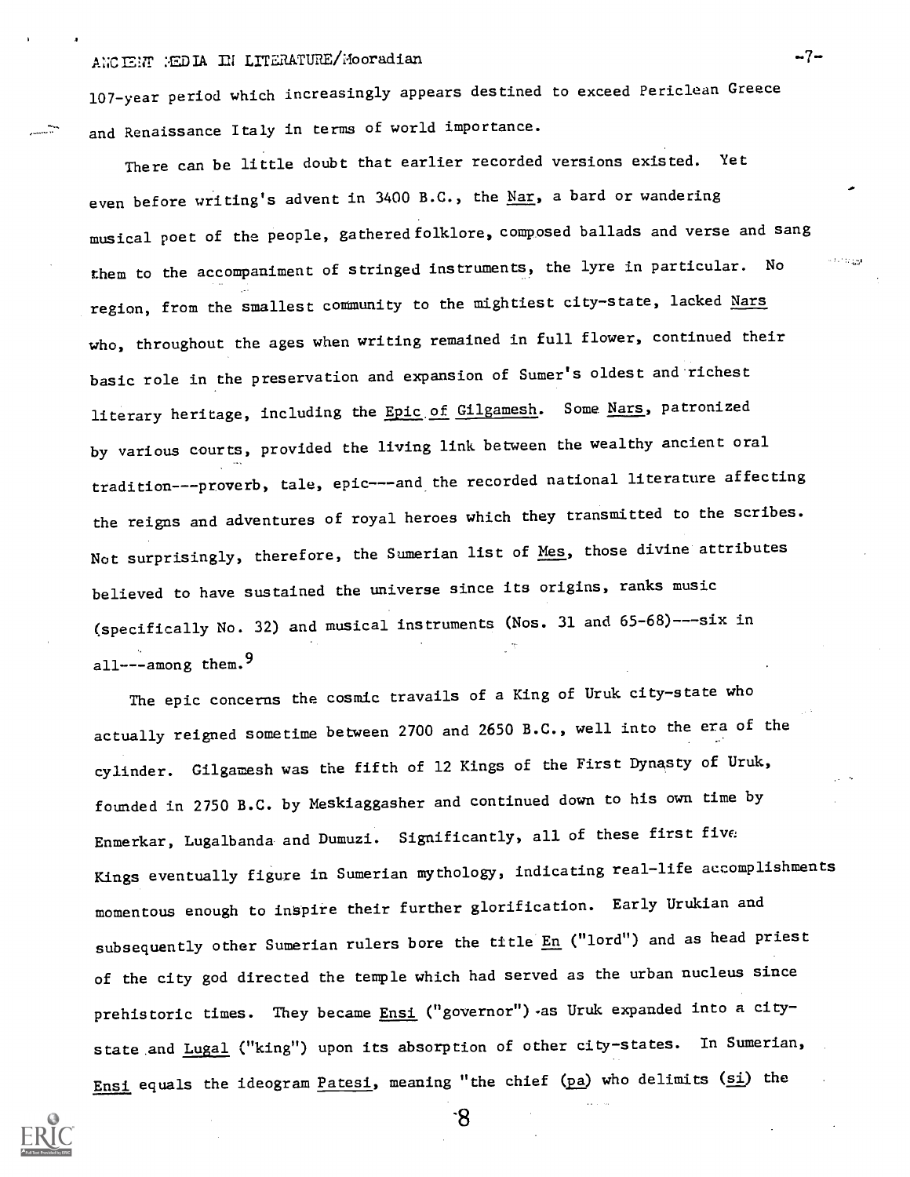107-year period which increasingly appears destined to exceed Periclean Greece and Renaissance Italy in terms of world importance.

There can be little doubt that earlier recorded versions existed. Yet even before writing's advent in 3400 B.C., the Nar, a bard or wandering musical poet of the people, gathered folklore, composed ballads and verse and sang them to the accompaniment of stringed instruments, the lyre in particular. No region, from the smallest community to the mightiest city-state, lacked Nars who, throughout the ages when writing remained in full flower, continued their basic role in the preservation and expansion of Sumer's oldest and richest literary heritage, including the Epic of Gilgamesh. Some Nars, patronized by various courts, provided the living link between the wealthy ancient oral tradition---proverb, tale, epic---and the recorded national literature affecting the reigns and adventures of royal heroes which they transmitted to the scribes. Not surprisingly, therefore, the Sumerian list of Mes, those divine attributes believed to have sustained the universe since its origins, ranks music (specifically No. 32) and musical instruments (Nos. 31 and 65-68)---six in all---among them.[9]

The epic concerns the cosmic travails of a King of Uruk city-state who actually reigned sometime between 2700 and 2650 B.C., well into the era of the cylinder. Gilgamesh was the fifth of 12 Kings of the First Dynasty of Uruk, founded in 2750 B.C. by Meskiaggasher and continued down to his own time by Enmerkar, Lugalbanda and Dumuzi. Significantly, all of these first five Kings eventually figure in Sumerian mythology, indicating real-life accomplishments momentous enough to inspire their further glorification. Early Urukian and subsequently other Sumerian rulers bore the title En ("lord") and as head priest of the city god directed the temple which had served as the urban nucleus since prehistoric times. They became Ensi ("governor") as Uruk expanded into a city-state and Lugal ("king") upon its absorption of other city-states. In Sumerian, Ensi equals the ideogram Patesi, meaning "the chief (pa) who delimits (si) the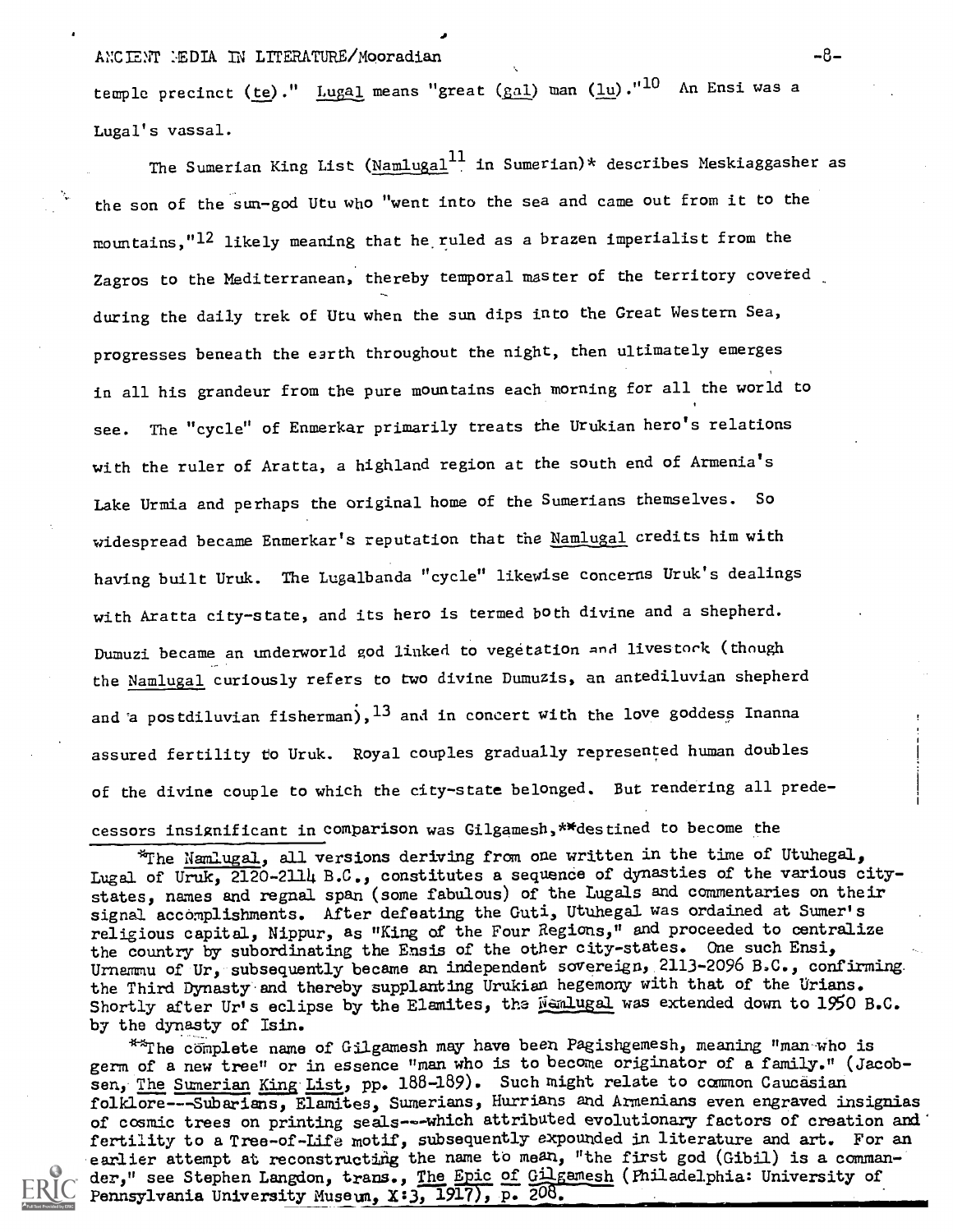temple precinct (te)." Lugal means "great (gal) man (lu)."[10] An Ensi was a Lugal's vassal.

The Sumerian King List (Namlugal[11] in Sumerian)* describes Meskiaggasher as the son of the sun-god Utu who "went into the sea and came out from it to the mountains,"[12] likely meaning that he ruled as a brazen imperialist from the Zagros to the Mediterranean, thereby temporal master of the territory covered during the daily trek of Utu when the sun dips into the Great Western Sea, progresses beneath the earth throughout the night, then ultimately emerges in all his grandeur from the pure mountains each morning for all the world to see. The "cycle" of Enmerkar primarily treats the Urukian hero's relations with the ruler of Aratta, a highland region at the south end of Armenia's Lake Urmia and perhaps the original home of the Sumerians themselves. So widespread became Enmerkar's reputation that the Namlugal credits him with having built Uruk. The Lugalbanda "cycle" likewise concerns Uruk's dealings with Aratta city-state, and its hero is termed both divine and a shepherd. Dumuzi became an underworld god linked to vegetation and livestock (though the Namlugal curiously refers to two divine Dumuzis, an antediluvian shepherd and a postdiluvian fisherman),[13] and in concert with the love goddess Inanna assured fertility to Uruk. Royal couples gradually represented human doubles of the divine couple to which the city-state belonged. But rendering all predecessors insignificant in comparison was Gilgamesh,**destined to become the

*The Namlugal, all versions deriving from one written in the time of Utuhegal, Lugal of Uruk, 2120-2114 B.C., constitutes a sequence of dynasties of the various city-states, names and regnal span (some fabulous) of the Lugals and commentaries on their signal accomplishments. After defeating the Guti, Utuhegal was ordained at Sumer's religious capital, Nippur, as "King of the Four Regions," and proceeded to centralize the country by subordinating the Ensis of the other city-states. One such Ensi, Urnammu of Ur, subsequently became an independent sovereign, 2113-2096 B.C., confirming the Third Dynasty and thereby supplanting Urukian hegemony with that of the Urians. Shortly after Ur's eclipse by the Elamites, the Namlugal was extended down to 1950 B.C. by the dynasty of Isin.

**The complete name of Gilgamesh may have been Pagishgemesh, meaning "man who is germ of a new tree" or in essence "man who is to become originator of a family." (Jacobsen, The Sumerian King List, pp. 188-189). Such might relate to common Caucasian folklore---Subarians, Elamites, Sumerians, Hurrians and Armenians even engraved insignias of cosmic trees on printing seals---which attributed evolutionary factors of creation and fertility to a Tree-of-Life motif, subsequently expounded in literature and art. For an earlier attempt at reconstructing the name to mean, "the first god (Gibil) is a commander," see Stephen Langdon, trans., The Epic of Gilgamesh (Philadelphia: University of Pennsylvania University Museum, X:3, 1917), p. 208.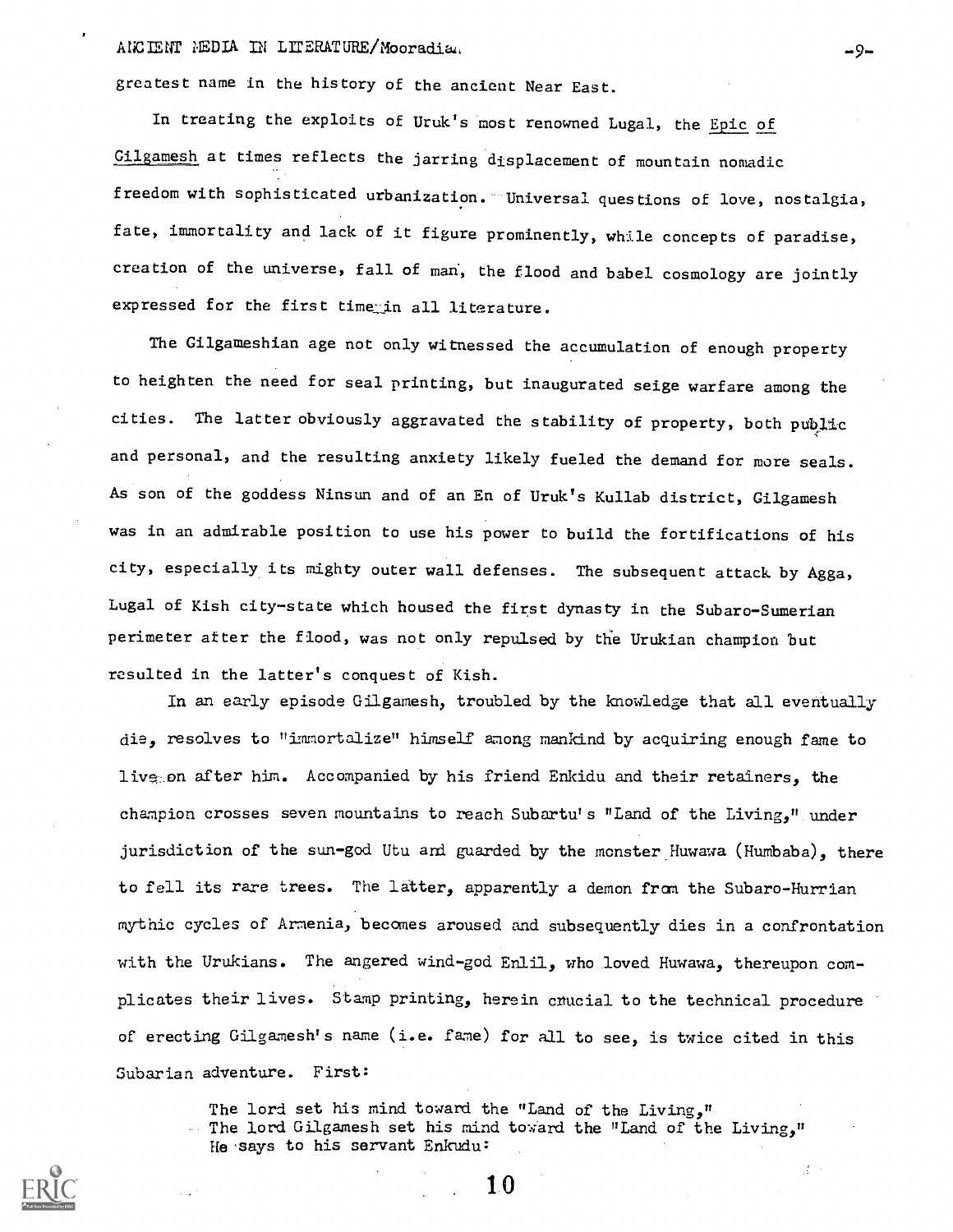greatest name in the history of the ancient Near East.

In treating the exploits of Uruk's most renowned Lugal, the Epic of Gilgamesh at times reflects the jarring displacement of mountain nomadic freedom with sophisticated urbanization. Universal questions of love, nostalgia, fate, immortality and lack of it figure prominently, while concepts of paradise, creation of the universe, fall of man, the flood and babel cosmology are jointly expressed for the first time in all literature.

The Gilgameshian age not only witnessed the accumulation of enough property to heighten the need for seal printing, but inaugurated seige warfare among the cities. The latter obviously aggravated the stability of property, both public and personal, and the resulting anxiety likely fueled the demand for more seals. As son of the goddess Ninsun and of an En of Uruk's Kullab district, Gilgamesh was in an admirable position to use his power to build the fortifications of his city, especially its mighty outer wall defenses. The subsequent attack by Agga, Lugal of Kish city-state which housed the first dynasty in the Subaro-Sumerian perimeter after the flood, was not only repulsed by the Urukian champion but resulted in the latter's conquest of Kish.

In an early episode Gilgamesh, troubled by the knowledge that all eventually die, resolves to "immortalize" himself among mankind by acquiring enough fame to live on after him. Accompanied by his friend Enkidu and their retainers, the champion crosses seven mountains to reach Subartu's "Land of the Living," under jurisdiction of the sun-god Utu and guarded by the monster Huwawa (Humbaba), there to fell its rare trees. The latter, apparently a demon from the Subaro-Hurrian mythic cycles of Armenia, becomes aroused and subsequently dies in a confrontation with the Urukians. The angered wind-god Enlil, who loved Huwawa, thereupon complicates their lives. Stamp printing, herein crucial to the technical procedure of erecting Gilgamesh's name (i.e. fame) for all to see, is twice cited in this Subarian adventure. First:

> The lord set his mind toward the "Land of the Living,"
> The lord Gilgamesh set his mind toward the "Land of the Living,"
> He says to his servant Enkudu: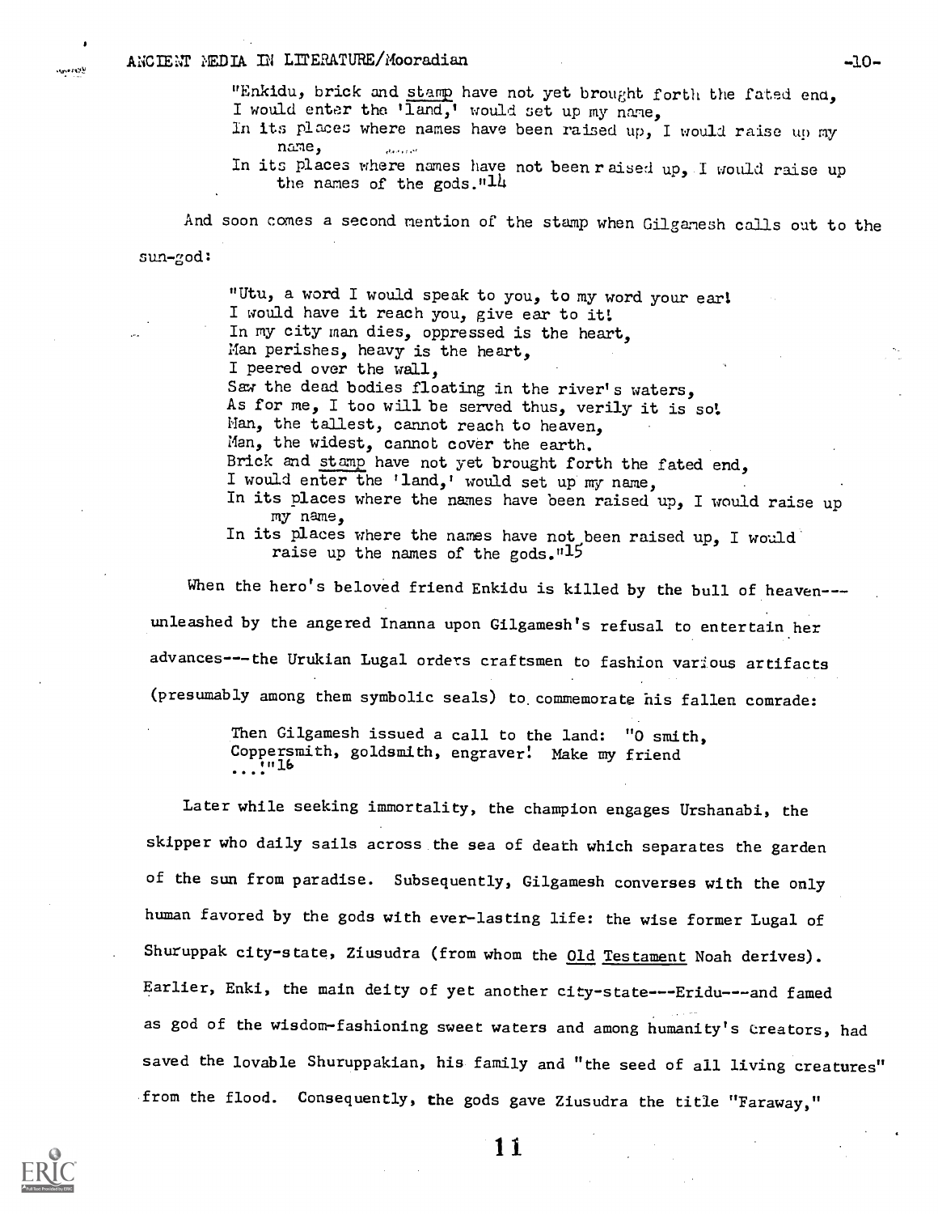"Enkidu, brick and <u>stamp</u> have not yet brought forth the fated end,
I would enter the 'land,' would set up my name,
In its places where names have been raised up, I would raise up my name,
In its places where names have not been raised up, I would raise up the names of the gods."[14]

And soon comes a second mention of the stamp when Gilgamesh calls out to the sun-god:

"Utu, a word I would speak to you, to my word your ear!
I would have it reach you, give ear to it!
In my city man dies, oppressed is the heart,
Man perishes, heavy is the heart,
I peered over the wall,
Saw the dead bodies floating in the river's waters,
As for me, I too will be served thus, verily it is so!
Man, the tallest, cannot reach to heaven,
Man, the widest, cannot cover the earth.
Brick and <u>stamp</u> have not yet brought forth the fated end,
I would enter the 'land,' would set up my name,
In its places where the names have been raised up, I would raise up my name,
In its places where the names have not been raised up, I would raise up the names of the gods."[15]

When the hero's beloved friend Enkidu is killed by the bull of heaven---unleashed by the angered Inanna upon Gilgamesh's refusal to entertain her advances---the Urukian Lugal orders craftsmen to fashion various artifacts (presumably among them symbolic seals) to commemorate his fallen comrade:

Then Gilgamesh issued a call to the land: "O smith,
Coppersmith, goldsmith, engraver! Make my friend
...!"[16]

Later while seeking immortality, the champion engages Urshanabi, the skipper who daily sails across the sea of death which separates the garden of the sun from paradise. Subsequently, Gilgamesh converses with the only human favored by the gods with ever-lasting life: the wise former Lugal of Shuruppak city-state, Ziusudra (from whom the <u>Old Testament</u> Noah derives). Earlier, Enki, the main deity of yet another city-state---Eridu---and famed as god of the wisdom-fashioning sweet waters and among humanity's creators, had saved the lovable Shuruppakian, his family and "the seed of all living creatures" from the flood. Consequently, the gods gave Ziusudra the title "Faraway,"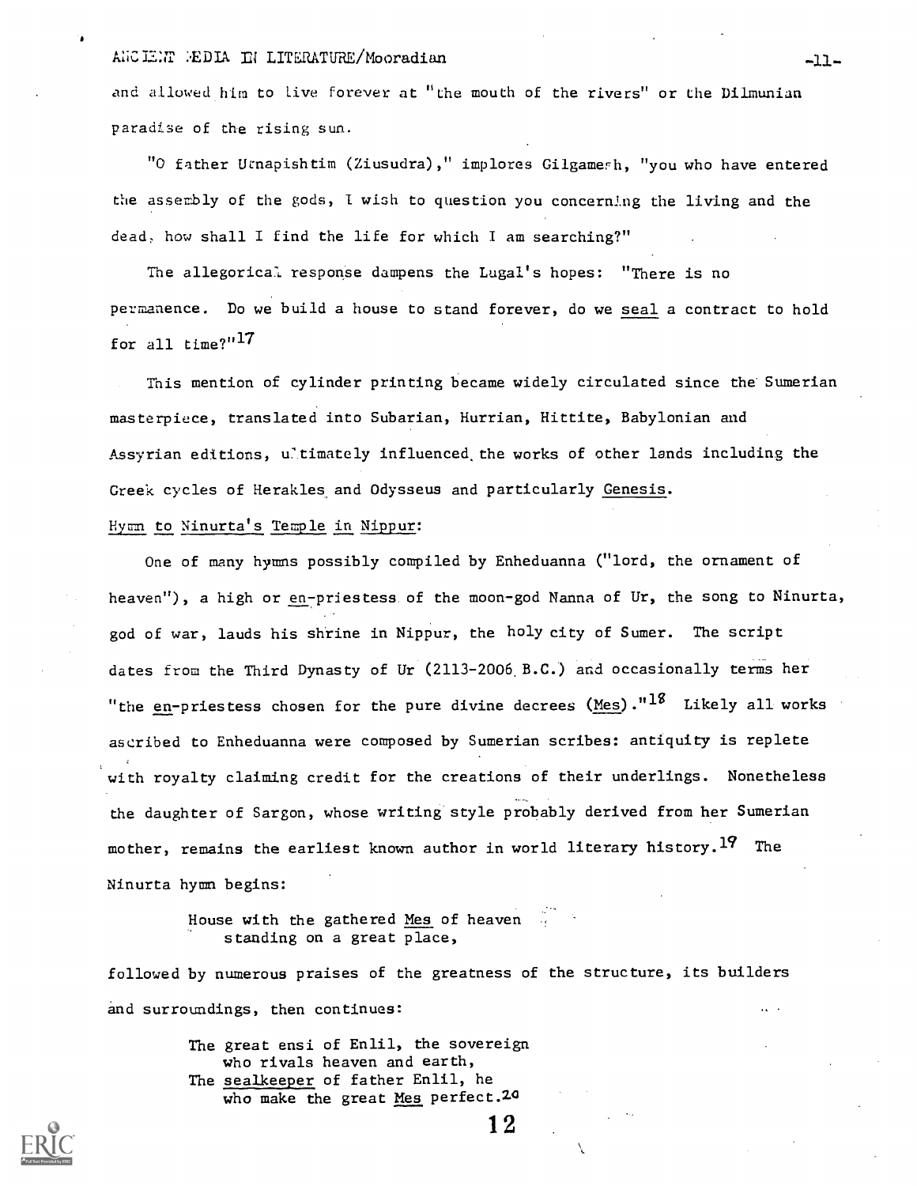and allowed him to live forever at "the mouth of the rivers" or the Dilmunian paradise of the rising sun.

"O father Utnapishtim (Ziusudra)," implores Gilgamesh, "you who have entered the assembly of the gods, I wish to question you concerning the living and the dead, how shall I find the life for which I am searching?"

The allegorical response dampens the Lugal's hopes: "There is no permanence. Do we build a house to stand forever, do we seal a contract to hold for all time?"[17]

This mention of cylinder printing became widely circulated since the Sumerian masterpiece, translated into Subarian, Hurrian, Hittite, Babylonian and Assyrian editions, ultimately influenced the works of other lands including the Greek cycles of Herakles and Odysseus and particularly Genesis.

Hymn to Ninurta's Temple in Nippur:

One of many hymns possibly compiled by Enheduanna ("lord, the ornament of heaven"), a high or en-priestess of the moon-god Nanna of Ur, the song to Ninurta, god of war, lauds his shrine in Nippur, the holy city of Sumer. The script dates from the Third Dynasty of Ur (2113-2006 B.C.) and occasionally terms her "the en-priestess chosen for the pure divine decrees (Mes)."[18] Likely all works ascribed to Enheduanna were composed by Sumerian scribes: antiquity is replete with royalty claiming credit for the creations of their underlings. Nonetheless the daughter of Sargon, whose writing style probably derived from her Sumerian mother, remains the earliest known author in world literary history.[19] The Ninurta hymn begins:

> House with the gathered Mes of heaven
> standing on a great place,

followed by numerous praises of the greatness of the structure, its builders and surroundings, then continues:

> The great ensi of Enlil, the sovereign
> who rivals heaven and earth,
> The sealkeeper of father Enlil, he
> who make the great Mes perfect.[20]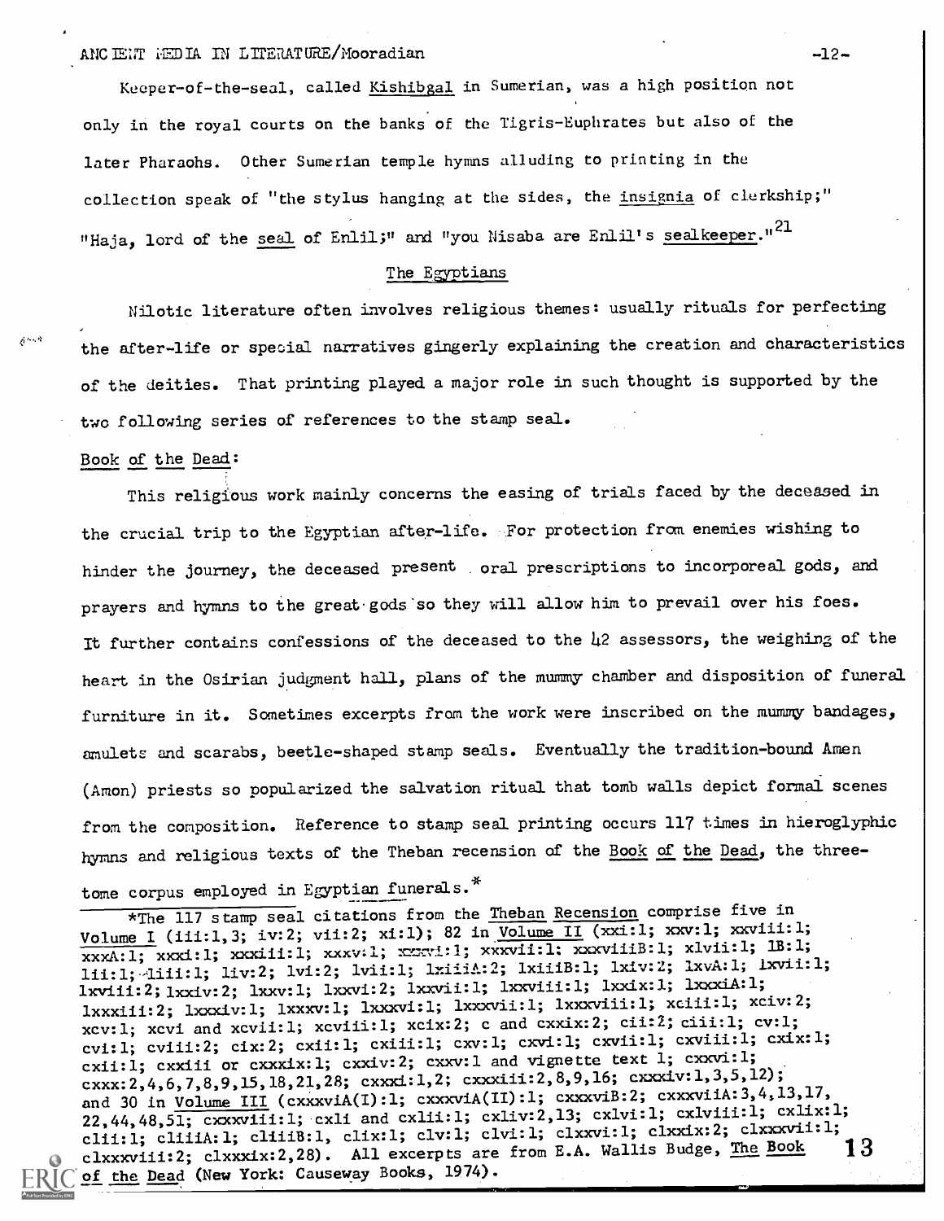Keeper-of-the-seal, called _Kishibgal_ in Sumerian, was a high position not only in the royal courts on the banks of the Tigris-Euphrates but also of the later Pharaohs. Other Sumerian temple hymns alluding to printing in the collection speak of "the stylus hanging at the sides, the _insignia_ of clerkship;" "Haja, lord of the _seal_ of Enlil;" and "you Nisaba are Enlil's _sealkeeper_."[21]

## The Egyptians

Nilotic literature often involves religious themes: usually rituals for perfecting the after-life or special narratives gingerly explaining the creation and characteristics of the deities. That printing played a major role in such thought is supported by the two following series of references to the stamp seal.

### _Book of the Dead_:

This religious work mainly concerns the easing of trials faced by the deceased in the crucial trip to the Egyptian after-life. For protection from enemies wishing to hinder the journey, the deceased present oral prescriptions to incorporeal gods, and prayers and hymns to the great gods so they will allow him to prevail over his foes. It further contains confessions of the deceased to the 42 assessors, the weighing of the heart in the Osirian judgment hall, plans of the mummy chamber and disposition of funeral furniture in it. Sometimes excerpts from the work were inscribed on the mummy bandages, amulets and scarabs, beetle-shaped stamp seals. Eventually the tradition-bound Amen (Amon) priests so popularized the salvation ritual that tomb walls depict formal scenes from the composition. Reference to stamp seal printing occurs 117 times in hieroglyphic hymns and religious texts of the Theban recension of the _Book of the Dead_, the three-tome corpus employed in Egyptian funerals.*

*The 117 stamp seal citations from the _Theban Recension_ comprise five in _Volume I_ (iii:1,3; iv:2; vii:2; xi:1); 82 in _Volume II_ (xxi:1; xxv:1; xxviii:1; xxxA:1; xxxi:1; xxxii:1; xxxv:1; xxxvi:1; xxxvii:1; xxxviiiB:1; xlvii:1; lB:1; lii:1; liii:1; liv:2; lvi:2; lvii:1; lxiiiA:2; lxiiiB:1; lxiv:2; lxvA:1; lxvii:1; lxviii:2; lxxiv:2; lxxv:1; lxxvi:2; lxxvii:1; lxxviii:1; lxxix:1; lxxxiA:1; lxxxiii:2; lxxxiv:1; lxxxv:1; lxxxvi:1; lxxxvii:1; lxxxviii:1; xciii:1; xciv:2; xcv:1; xcvi and xcvii:1; xcviii:1; xcix:2; c and cxxix:2; cii:2; ciii:1; cv:1; cvi:1; cviii:2; cix:2; cxii:1; cxiii:1; cxv:1; cxvi:1; cxvii:1; cxviii:1; cxix:1; cxii:1; cxxiii or cxxxix:1; cxxiv:2; cxxv:1 and vignette text 1; cxxvi:1; cxxx:2,4,6,7,8,9,15,18,21,28; cxxxi:1,2; cxxxiii:2,8,9,16; cxxxiv:1,3,5,12); and 30 in _Volume III_ (cxxxviA(I):1; cxxxviA(II):1; cxxxviB:2; cxxxviiA:3,4,13,17, 22,44,48,51; cxxxviii:1; cxli and cxlii:1; cxliv:2,13; cxlvi:1; cxlviii:1; cxlix:1; clii:1; cliiiA:1; cliiiB:1, clix:1; clv:1; clvi:1; clxxvi:1; clxxix:2; clxxxvii:1; clxxxviii:2; clxxxix:2,28). All excerpts are from E.A. Wallis Budge, _The Book of the Dead_ (New York: Causeway Books, 1974).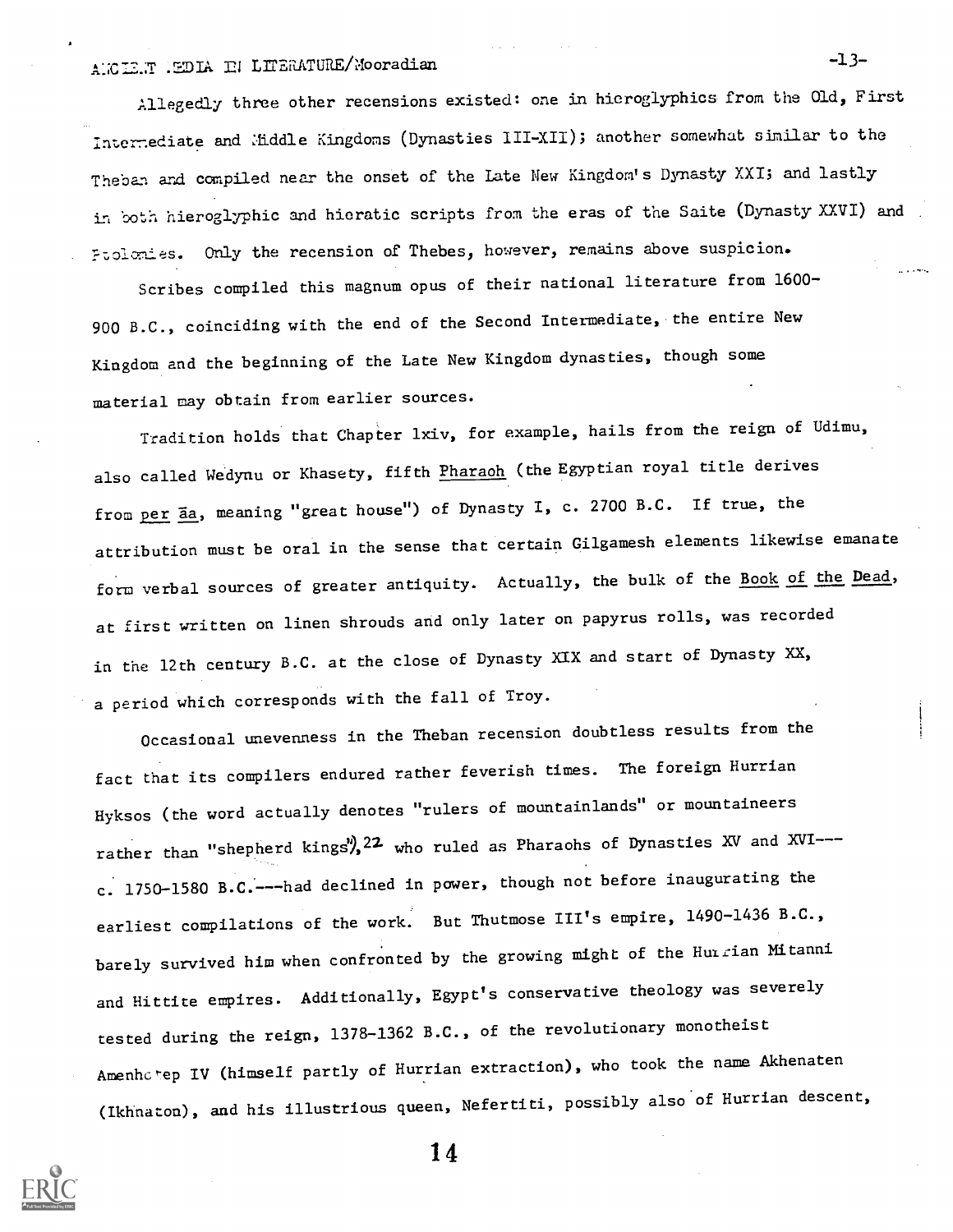Allegedly three other recensions existed: one in hieroglyphics from the Old, First Intermediate and Middle Kingdoms (Dynasties III-XII); another somewhat similar to the Theban and compiled near the onset of the Late New Kingdom's Dynasty XXI; and lastly in both hieroglyphic and hieratic scripts from the eras of the Saite (Dynasty XXVI) and Ptolemies. Only the recension of Thebes, however, remains above suspicion.

Scribes compiled this magnum opus of their national literature from 1600-900 B.C., coinciding with the end of the Second Intermediate, the entire New Kingdom and the beginning of the Late New Kingdom dynasties, though some material may obtain from earlier sources.

Tradition holds that Chapter lxiv, for example, hails from the reign of Udimu, also called Wedynu or Khasety, fifth Pharaoh (the Egyptian royal title derives from per āa, meaning "great house") of Dynasty I, c. 2700 B.C. If true, the attribution must be oral in the sense that certain Gilgamesh elements likewise emanate form verbal sources of greater antiquity. Actually, the bulk of the Book of the Dead, at first written on linen shrouds and only later on papyrus rolls, was recorded in the 12th century B.C. at the close of Dynasty XIX and start of Dynasty XX, a period which corresponds with the fall of Troy.

Occasional unevenness in the Theban recension doubtless results from the fact that its compilers endured rather feverish times. The foreign Hurrian Hyksos (the word actually denotes "rulers of mountainlands" or mountaineers rather than "shepherd kings"),[22] who ruled as Pharaohs of Dynasties XV and XVI---c. 1750-1580 B.C.---had declined in power, though not before inaugurating the earliest compilations of the work. But Thutmose III's empire, 1490-1436 B.C., barely survived him when confronted by the growing might of the Hurrian Mitanni and Hittite empires. Additionally, Egypt's conservative theology was severely tested during the reign, 1378-1362 B.C., of the revolutionary monotheist Amenhotep IV (himself partly of Hurrian extraction), who took the name Akhenaten (Ikhnaton), and his illustrious queen, Nefertiti, possibly also of Hurrian descent,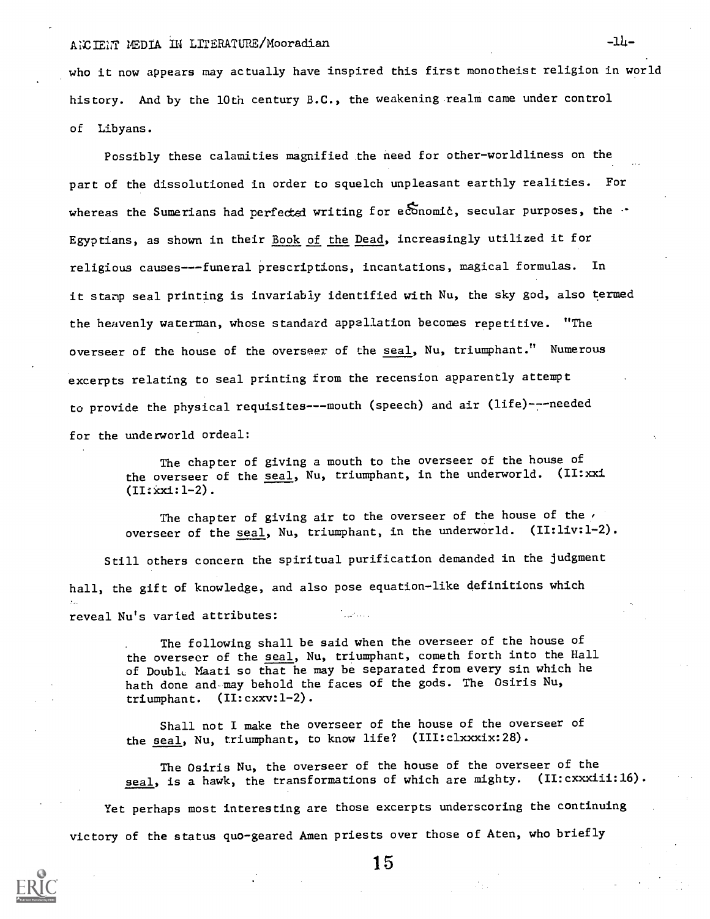who it now appears may actually have inspired this first monotheist religion in world history. And by the 10th century B.C., the weakening realm came under control of Libyans.

Possibly these calamities magnified the need for other-worldliness on the part of the dissolutioned in order to squelch unpleasant earthly realities. For whereas the Sumerians had perfected writing for economic, secular purposes, the Egyptians, as shown in their Book of the Dead, increasingly utilized it for religious causes---funeral prescriptions, incantations, magical formulas. In it stamp seal printing is invariably identified with Nu, the sky god, also termed the heavenly waterman, whose standard appellation becomes repetitive. "The overseer of the house of the overseer of the seal, Nu, triumphant." Numerous excerpts relating to seal printing from the recension apparently attempt to provide the physical requisites---mouth (speech) and air (life)---needed for the underworld ordeal:

> The chapter of giving a mouth to the overseer of the house of the overseer of the seal, Nu, triumphant, in the underworld. (II:xxi (II:xxi:1-2).
>
> The chapter of giving air to the overseer of the house of the overseer of the seal, Nu, triumphant, in the underworld. (II:liv:1-2).

Still others concern the spiritual purification demanded in the judgment hall, the gift of knowledge, and also pose equation-like definitions which reveal Nu's varied attributes:

> The following shall be said when the overseer of the house of the overseer of the seal, Nu, triumphant, cometh forth into the Hall of Double Maati so that he may be separated from every sin which he hath done and may behold the faces of the gods. The Osiris Nu, triumphant. (II:cxxv:1-2).
>
> Shall not I make the overseer of the house of the overseer of the seal, Nu, triumphant, to know life? (III:clxxxix:28).
>
> The Osiris Nu, the overseer of the house of the overseer of the seal, is a hawk, the transformations of which are mighty. (II:cxxxiii:16).

Yet perhaps most interesting are those excerpts underscoring the continuing victory of the status quo-geared Amen priests over those of Aten, who briefly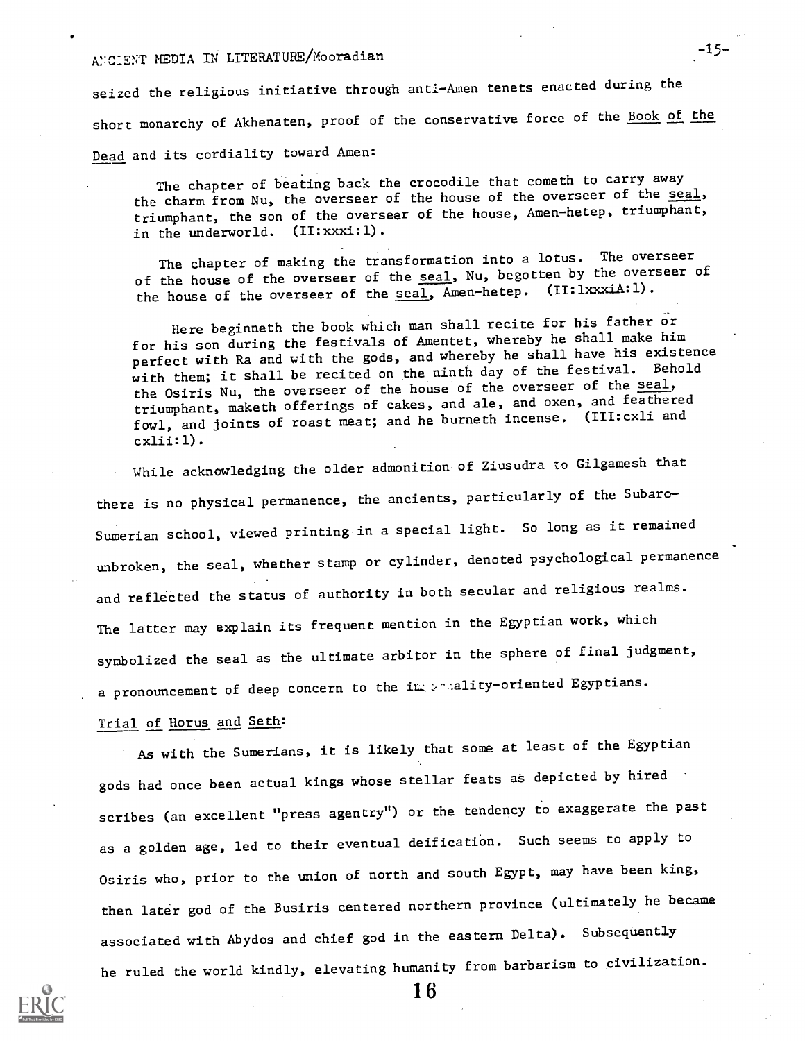seized the religious initiative through anti-Amen tenets enacted during the short monarchy of Akhenaten, proof of the conservative force of the Book of the Dead and its cordiality toward Amen:

> The chapter of beating back the crocodile that cometh to carry away the charm from Nu, the overseer of the house of the overseer of the seal, triumphant, the son of the overseer of the house, Amen-hetep, triumphant, in the underworld. (II:xxxi:1).
>
> The chapter of making the transformation into a lotus. The overseer of the house of the overseer of the seal, Nu, begotten by the overseer of the house of the overseer of the seal, Amen-hetep. (II:lxxxiA:1).
>
> Here beginneth the book which man shall recite for his father or for his son during the festivals of Amentet, whereby he shall make him perfect with Ra and with the gods, and whereby he shall have his existence with them; it shall be recited on the ninth day of the festival. Behold the Osiris Nu, the overseer of the house of the overseer of the seal, triumphant, maketh offerings of cakes, and ale, and oxen, and feathered fowl, and joints of roast meat; and he burneth incense. (III:cxli and cxlii:1).

While acknowledging the older admonition of Ziusudra to Gilgamesh that there is no physical permanence, the ancients, particularly of the Subaro-Sumerian school, viewed printing in a special light. So long as it remained unbroken, the seal, whether stamp or cylinder, denoted psychological permanence and reflected the status of authority in both secular and religious realms. The latter may explain its frequent mention in the Egyptian work, which symbolized the seal as the ultimate arbitor in the sphere of final judgment, a pronouncement of deep concern to the immortality-oriented Egyptians.

Trial of Horus and Seth:

As with the Sumerians, it is likely that some at least of the Egyptian gods had once been actual kings whose stellar feats as depicted by hired scribes (an excellent "press agentry") or the tendency to exaggerate the past as a golden age, led to their eventual deification. Such seems to apply to Osiris who, prior to the union of north and south Egypt, may have been king, then later god of the Busiris centered northern province (ultimately he became associated with Abydos and chief god in the eastern Delta). Subsequently he ruled the world kindly, elevating humanity from barbarism to civilization.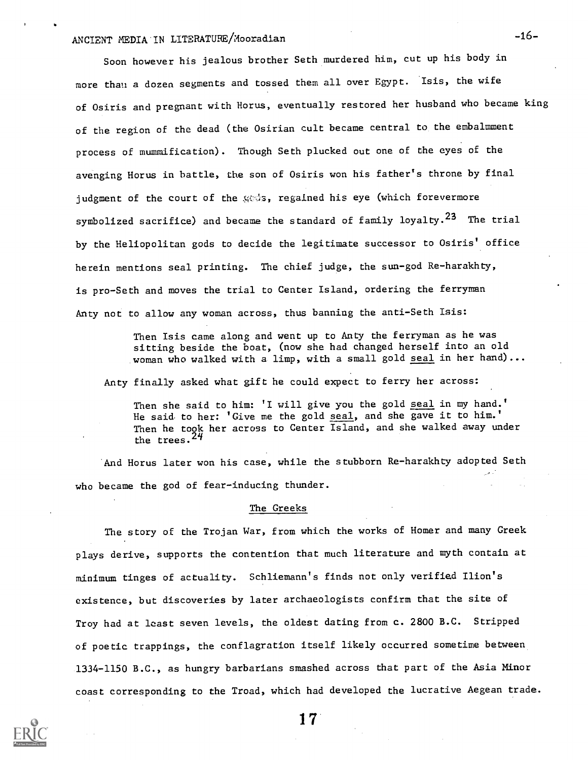Soon however his jealous brother Seth murdered him, cut up his body in more than a dozen segments and tossed them all over Egypt. Isis, the wife of Osiris and pregnant with Horus, eventually restored her husband who became king of the region of the dead (the Osirian cult became central to the embalmment process of mummification). Though Seth plucked out one of the eyes of the avenging Horus in battle, the son of Osiris won his father's throne by final judgment of the court of the gods, regained his eye (which forevermore symbolized sacrifice) and became the standard of family loyalty.[23] The trial by the Heliopolitan gods to decide the legitimate successor to Osiris' office herein mentions seal printing. The chief judge, the sun-god Re-harakhty, is pro-Seth and moves the trial to Center Island, ordering the ferryman Anty not to allow any woman across, thus banning the anti-Seth Isis:

> Then Isis came along and went up to Anty the ferryman as he was sitting beside the boat, (now she had changed herself into an old woman who walked with a limp, with a small gold <u>seal</u> in her hand)...

Anty finally asked what gift he could expect to ferry her across:

> Then she said to him: 'I will give you the gold <u>seal</u> in my hand.' He said to her: 'Give me the gold <u>seal</u>, and she gave it to him.' Then he took her across to Center Island, and she walked away under the trees.[24]

And Horus later won his case, while the stubborn Re-harakhty adopted Seth who became the god of fear-inducing thunder.

## The Greeks

The story of the Trojan War, from which the works of Homer and many Greek plays derive, supports the contention that much literature and myth contain at minimum tinges of actuality. Schliemann's finds not only verified Ilion's existence, but discoveries by later archaeologists confirm that the site of Troy had at least seven levels, the oldest dating from c. 2800 B.C. Stripped of poetic trappings, the conflagration itself likely occurred sometime between 1334-1150 B.C., as hungry barbarians smashed across that part of the Asia Minor coast corresponding to the Troad, which had developed the lucrative Aegean trade.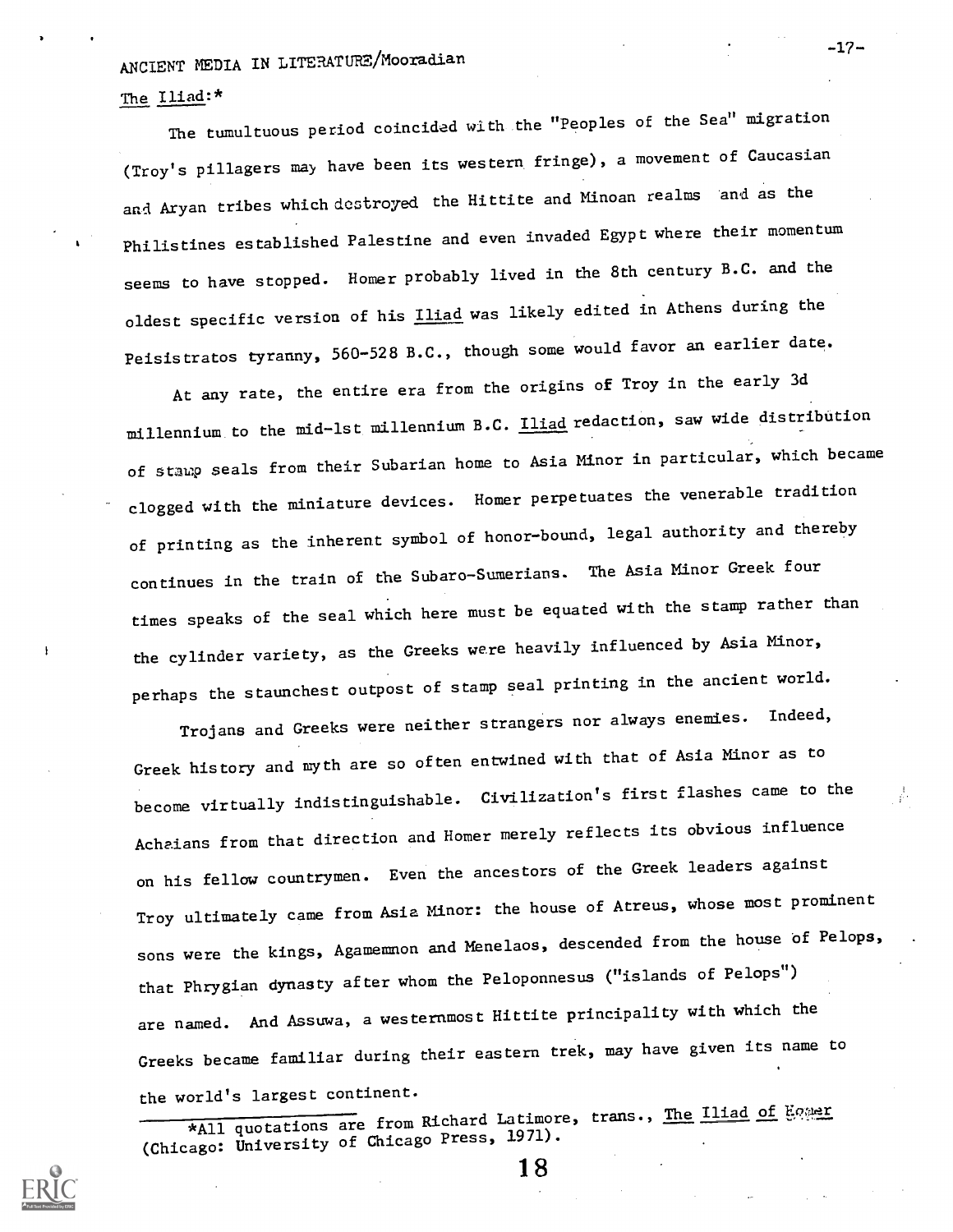The Iliad:*

The tumultuous period coincided with the "Peoples of the Sea" migration (Troy's pillagers may have been its western fringe), a movement of Caucasian and Aryan tribes which destroyed the Hittite and Minoan realms and as the Philistines established Palestine and even invaded Egypt where their momentum seems to have stopped. Homer probably lived in the 8th century B.C. and the oldest specific version of his Iliad was likely edited in Athens during the Peisistratos tyranny, 560-528 B.C., though some would favor an earlier date.

At any rate, the entire era from the origins of Troy in the early 3d millennium to the mid-1st millennium B.C. Iliad redaction, saw wide distribution of stamp seals from their Subarian home to Asia Minor in particular, which became clogged with the miniature devices. Homer perpetuates the venerable tradition of printing as the inherent symbol of honor-bound, legal authority and thereby continues in the train of the Subaro-Sumerians. The Asia Minor Greek four times speaks of the seal which here must be equated with the stamp rather than the cylinder variety, as the Greeks were heavily influenced by Asia Minor, perhaps the staunchest outpost of stamp seal printing in the ancient world.

Trojans and Greeks were neither strangers nor always enemies. Indeed, Greek history and myth are so often entwined with that of Asia Minor as to become virtually indistinguishable. Civilization's first flashes came to the Achaians from that direction and Homer merely reflects its obvious influence on his fellow countrymen. Even the ancestors of the Greek leaders against Troy ultimately came from Asia Minor: the house of Atreus, whose most prominent sons were the kings, Agamemnon and Menelaos, descended from the house of Pelops, that Phrygian dynasty after whom the Peloponnesus ("islands of Pelops") are named. And Assuwa, a westernmost Hittite principality with which the Greeks became familiar during their eastern trek, may have given its name to the world's largest continent.

*All quotations are from Richard Latimore, trans., The Iliad of Homer (Chicago: University of Chicago Press, 1971).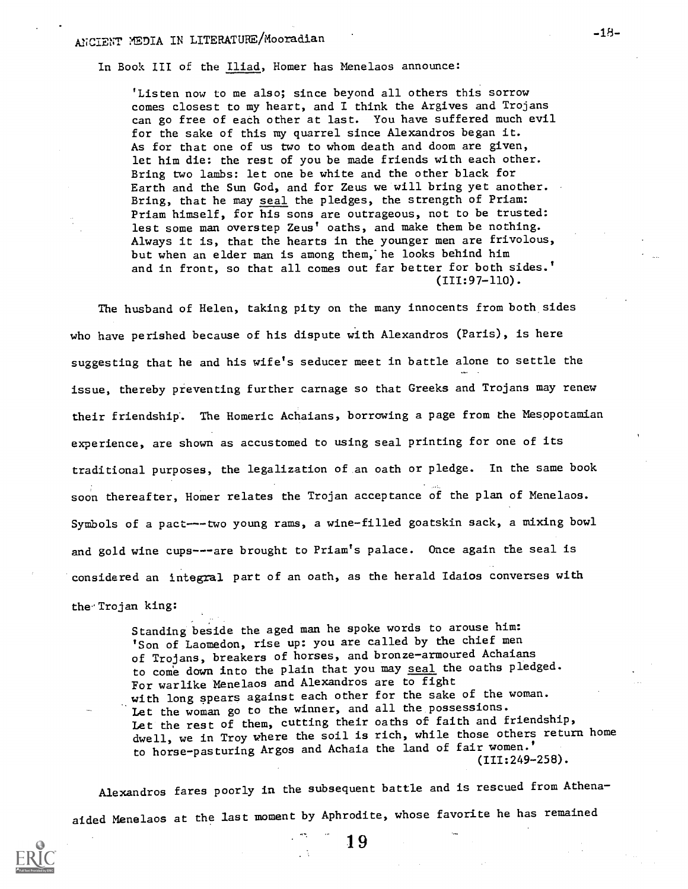In Book III of the Iliad, Homer has Menelaos announce:

> 'Listen now to me also; since beyond all others this sorrow comes closest to my heart, and I think the Argives and Trojans can go free of each other at last. You have suffered much evil for the sake of this my quarrel since Alexandros began it. As for that one of us two to whom death and doom are given, let him die: the rest of you be made friends with each other. Bring two lambs: let one be white and the other black for Earth and the Sun God, and for Zeus we will bring yet another. Bring, that he may seal the pledges, the strength of Priam: Priam himself, for his sons are outrageous, not to be trusted: lest some man overstep Zeus' oaths, and make them be nothing. Always it is, that the hearts in the younger men are frivolous, but when an elder man is among them, he looks behind him and in front, so that all comes out far better for both sides.'
> (III:97-110).

The husband of Helen, taking pity on the many innocents from both sides who have perished because of his dispute with Alexandros (Paris), is here suggesting that he and his wife's seducer meet in battle alone to settle the issue, thereby preventing further carnage so that Greeks and Trojans may renew their friendship. The Homeric Achaians, borrowing a page from the Mesopotamian experience, are shown as accustomed to using seal printing for one of its traditional purposes, the legalization of an oath or pledge. In the same book soon thereafter, Homer relates the Trojan acceptance of the plan of Menelaos. Symbols of a pact---two young rams, a wine-filled goatskin sack, a mixing bowl and gold wine cups---are brought to Priam's palace. Once again the seal is considered an integral part of an oath, as the herald Idaios converses with the Trojan king:

> Standing beside the aged man he spoke words to arouse him: 'Son of Laomedon, rise up: you are called by the chief men of Trojans, breakers of horses, and bronze-armoured Achaians to come down into the plain that you may seal the oaths pledged. For warlike Menelaos and Alexandros are to fight with long spears against each other for the sake of the woman. Let the woman go to the winner, and all the possessions. Let the rest of them, cutting their oaths of faith and friendship, dwell, we in Troy where the soil is rich, while those others return home to horse-pasturing Argos and Achaia the land of fair women.'
> (III:249-258).

Alexandros fares poorly in the subsequent battle and is rescued from Athena-aided Menelaos at the last moment by Aphrodite, whose favorite he has remained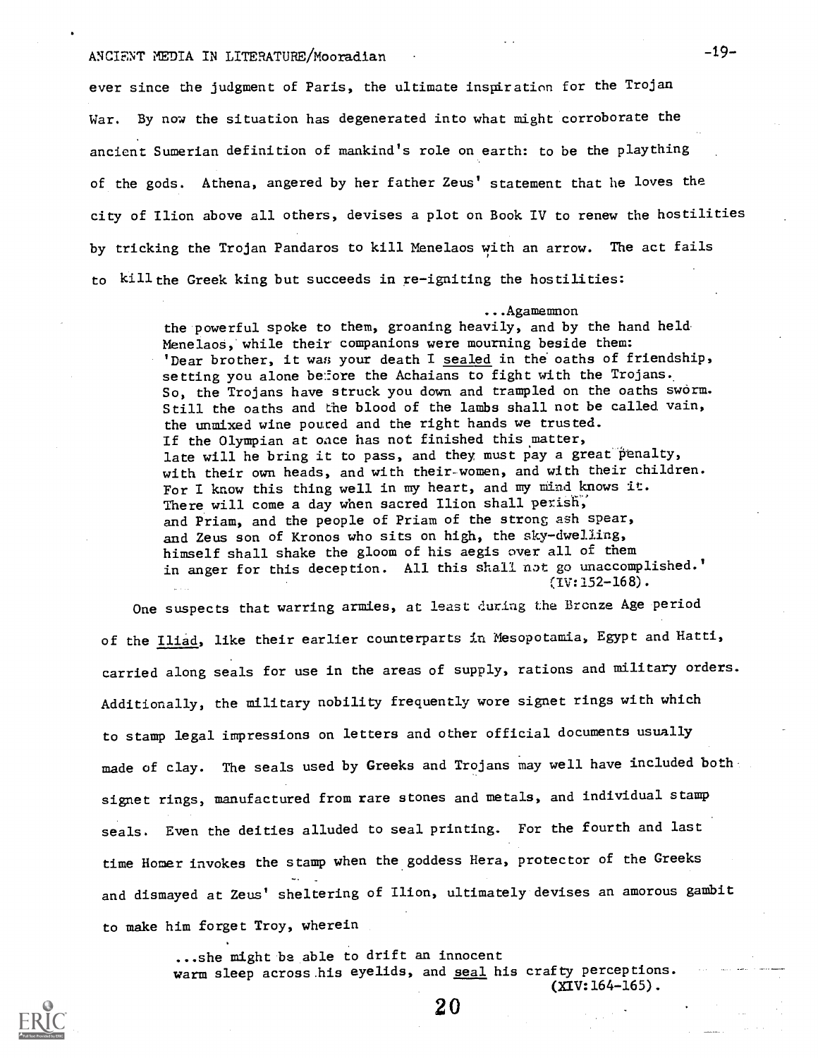ever since the judgment of Paris, the ultimate inspiration for the Trojan War. By now the situation has degenerated into what might corroborate the ancient Sumerian definition of mankind's role on earth: to be the plaything of the gods. Athena, angered by her father Zeus' statement that he loves the city of Ilion above all others, devises a plot on Book IV to renew the hostilities by tricking the Trojan Pandaros to kill Menelaos with an arrow. The act fails to kill the Greek king but succeeds in re-igniting the hostilities:

> ...Agamemnon
> the powerful spoke to them, groaning heavily, and by the hand held Menelaos, while their companions were mourning beside them:
> 'Dear brother, it was your death I <u>sealed</u> in the oaths of friendship,
> setting you alone before the Achaians to fight with the Trojans.
> So, the Trojans have struck you down and trampled on the oaths sworm.
> Still the oaths and the blood of the lambs shall not be called vain,
> the unmixed wine poured and the right hands we trusted.
> If the Olympian at once has not finished this matter,
> late will he bring it to pass, and they must pay a great penalty,
> with their own heads, and with their women, and with their children.
> For I know this thing well in my heart, and my mind knows it.
> There will come a day when sacred Ilion shall perish,
> and Priam, and the people of Priam of the strong ash spear,
> and Zeus son of Kronos who sits on high, the sky-dwelling,
> himself shall shake the gloom of his aegis over all of them
> in anger for this deception. All this shall not go unaccomplished.'
> (IV:152-168).

One suspects that warring armies, at least during the Bronze Age period of the *Iliad*, like their earlier counterparts in Mesopotamia, Egypt and Hatti, carried along seals for use in the areas of supply, rations and military orders. Additionally, the military nobility frequently wore signet rings with which to stamp legal impressions on letters and other official documents usually made of clay. The seals used by Greeks and Trojans may well have included both signet rings, manufactured from rare stones and metals, and individual stamp seals. Even the deities alluded to seal printing. For the fourth and last time Homer invokes the stamp when the goddess Hera, protector of the Greeks and dismayed at Zeus' sheltering of Ilion, ultimately devises an amorous gambit to make him forget Troy, wherein

> ...she might be able to drift an innocent
> warm sleep across his eyelids, and <u>seal</u> his crafty perceptions.
> (XIV:164-165).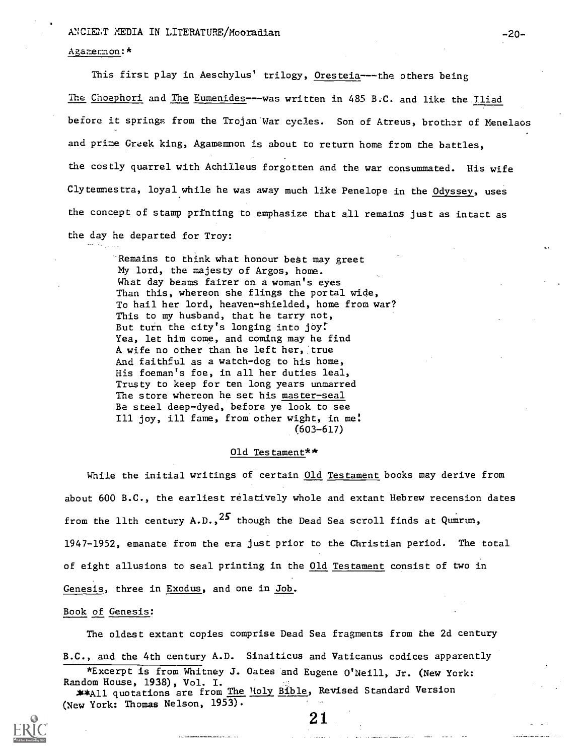Agamemnon:*

This first play in Aeschylus' trilogy, Oresteia---the others being The Choephori and The Eumenides---was written in 485 B.C. and like the Iliad before it springs from the Trojan War cycles. Son of Atreus, brother of Menelaos and prime Greek king, Agamemnon is about to return home from the battles, the costly quarrel with Achilleus forgotten and the war consummated. His wife Clytemnestra, loyal while he was away much like Penelope in the Odyssey, uses the concept of stamp printing to emphasize that all remains just as intact as the day he departed for Troy:

> Remains to think what honour best may greet
> My lord, the majesty of Argos, home.
> What day beams fairer on a woman's eyes
> Than this, whereon she flings the portal wide,
> To hail her lord, heaven-shielded, home from war?
> This to my husband, that he tarry not,
> But turn the city's longing into joy!
> Yea, let him come, and coming may he find
> A wife no other than he left her, true
> And faithful as a watch-dog to his home,
> His foeman's foe, in all her duties leal,
> Trusty to keep for ten long years unmarred
> The store whereon he set his master-seal
> Be steel deep-dyed, before ye look to see
> Ill joy, ill fame, from other wight, in me!
> (603-617)

## Old Testament**

While the initial writings of certain Old Testament books may derive from about 600 B.C., the earliest relatively whole and extant Hebrew recension dates from the 11th century A.D.,[25] though the Dead Sea scroll finds at Qumrun, 1947-1952, emanate from the era just prior to the Christian period. The total of eight allusions to seal printing in the Old Testament consist of two in Genesis, three in Exodus, and one in Job.

### Book of Genesis:

The oldest extant copies comprise Dead Sea fragments from the 2d century B.C., and the 4th century A.D. Sinaiticus and Vaticanus codices apparently

*Excerpt is from Whitney J. Oates and Eugene O'Neill, Jr. (New York: Random House, 1938), Vol. I.

**All quotations are from The Holy Bible, Revised Standard Version (New York: Thomas Nelson, 1953).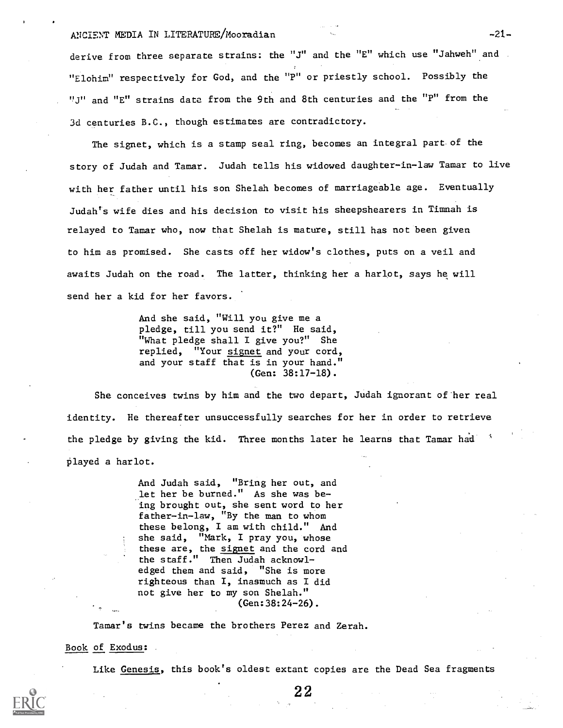derive from three separate strains: the "J" and the "E" which use "Jahweh" and "Elohim" respectively for God, and the "P" or priestly school. Possibly the "J" and "E" strains date from the 9th and 8th centuries and the "P" from the 3d centuries B.C., though estimates are contradictory.

The signet, which is a stamp seal ring, becomes an integral part of the story of Judah and Tamar. Judah tells his widowed daughter-in-law Tamar to live with her father until his son Shelah becomes of marriageable age. Eventually Judah's wife dies and his decision to visit his sheepshearers in Timnah is relayed to Tamar who, now that Shelah is mature, still has not been given to him as promised. She casts off her widow's clothes, puts on a veil and awaits Judah on the road. The latter, thinking her a harlot, says he will send her a kid for her favors.

> And she said, "Will you give me a pledge, till you send it?" He said, "What pledge shall I give you?" She replied, "Your signet and your cord, and your staff that is in your hand."
> (Gen: 38:17-18).

She conceives twins by him and the two depart, Judah ignorant of her real identity. He thereafter unsuccessfully searches for her in order to retrieve the pledge by giving the kid. Three months later he learns that Tamar had played a harlot.

> And Judah said, "Bring her out, and let her be burned." As she was being brought out, she sent word to her father-in-law, "By the man to whom these belong, I am with child." And she said, "Mark, I pray you, whose these are, the signet and the cord and the staff." Then Judah acknowledged them and said, "She is more righteous than I, inasmuch as I did not give her to my son Shelah."
> (Gen:38:24-26).

Tamar's twins became the brothers Perez and Zerah.

Book of Exodus:

Like Genesis, this book's oldest extant copies are the Dead Sea fragments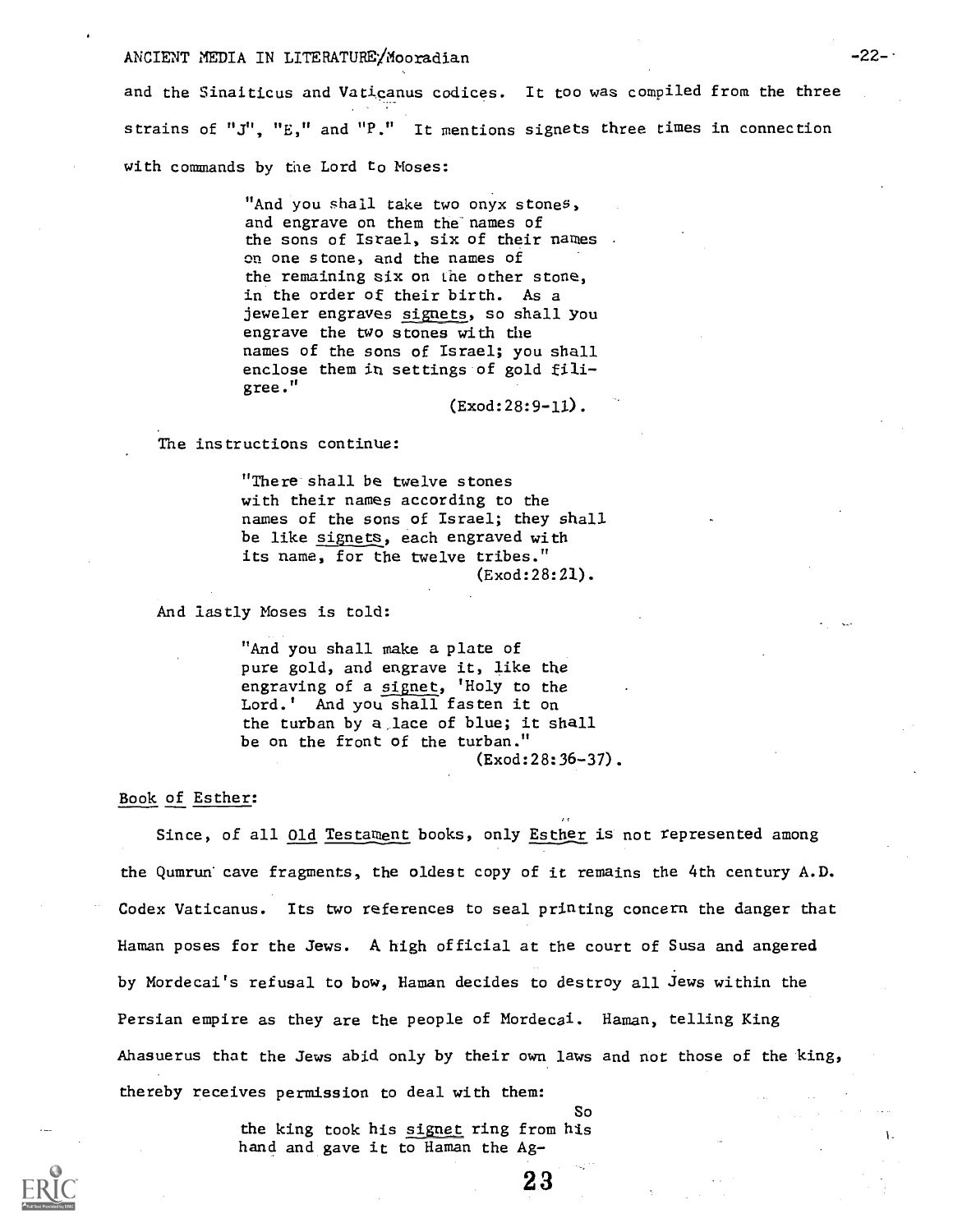and the Sinaiticus and Vaticanus codices. It too was compiled from the three strains of "J", "E," and "P." It mentions signets three times in connection with commands by the Lord to Moses:

> "And you shall take two onyx stones, and engrave on them the names of the sons of Israel, six of their names on one stone, and the names of the remaining six on the other stone, in the order of their birth. As a jeweler engraves signets, so shall you engrave the two stones with the names of the sons of Israel; you shall enclose them in settings of gold filigree."
>
> (Exod:28:9-11).

The instructions continue:

> "There shall be twelve stones with their names according to the names of the sons of Israel; they shall be like signets, each engraved with its name, for the twelve tribes."
>
> (Exod:28:21).

And lastly Moses is told:

> "And you shall make a plate of pure gold, and engrave it, like the engraving of a signet, 'Holy to the Lord.' And you shall fasten it on the turban by a lace of blue; it shall be on the front of the turban."
>
> (Exod:28:36-37).

Book of Esther:

Since, of all Old Testament books, only Esther is not represented among the Qumrun cave fragments, the oldest copy of it remains the 4th century A.D. Codex Vaticanus. Its two references to seal printing concern the danger that Haman poses for the Jews. A high official at the court of Susa and angered by Mordecai's refusal to bow, Haman decides to destroy all Jews within the Persian empire as they are the people of Mordecai. Haman, telling King Ahasuerus that the Jews abid only by their own laws and not those of the king, thereby receives permission to deal with them:

> So the king took his signet ring from his hand and gave it to Haman the Ag-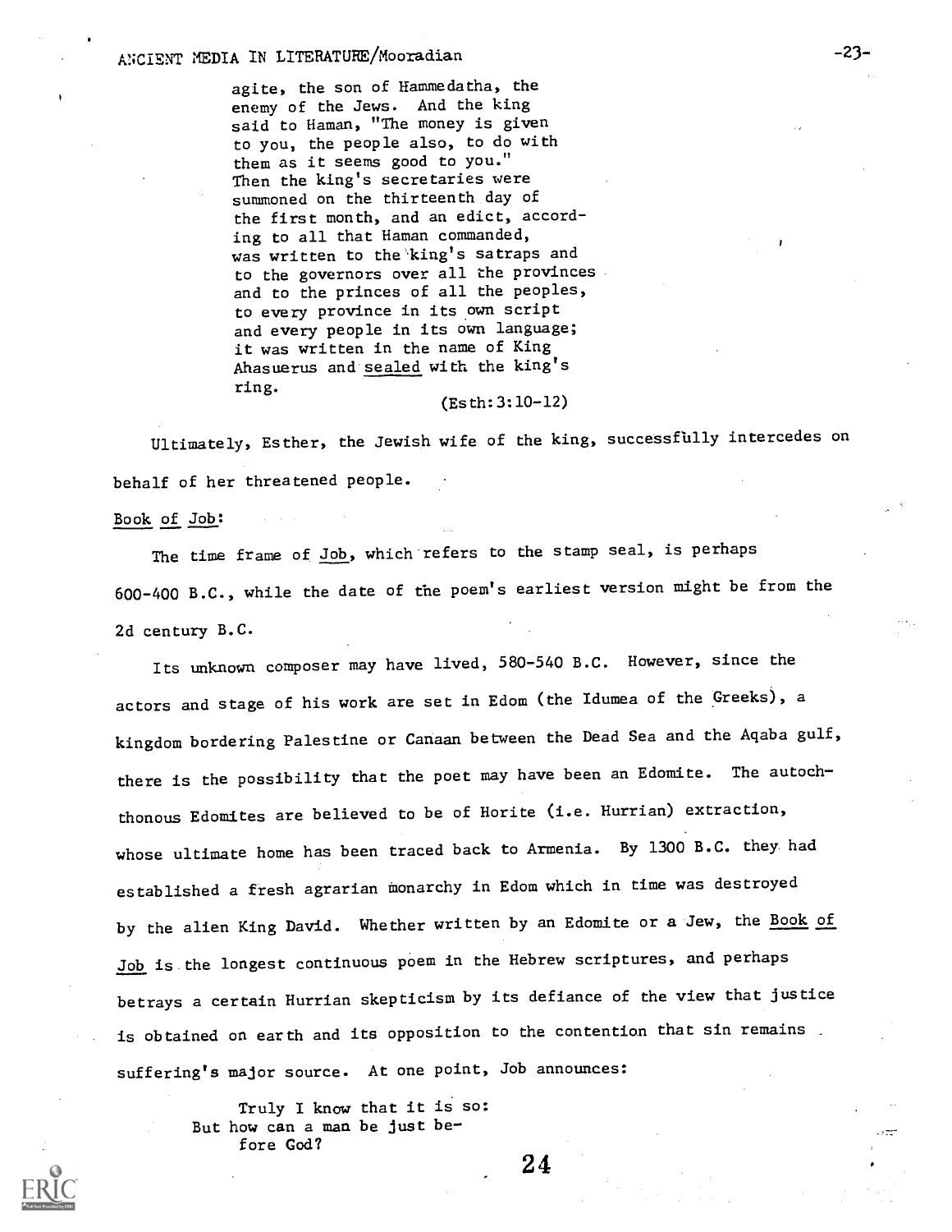agite, the son of Hammedatha, the enemy of the Jews. And the king said to Haman, "The money is given to you, the people also, to do with them as it seems good to you." Then the king's secretaries were summoned on the thirteenth day of the first month, and an edict, according to all that Haman commanded, was written to the king's satraps and to the governors over all the provinces and to the princes of all the peoples, to every province in its own script and every people in its own language; it was written in the name of King Ahasuerus and sealed with the king's ring.

(Esth:3:10-12)

Ultimately, Esther, the Jewish wife of the king, successfully intercedes on behalf of her threatened people.

Book of Job:

The time frame of Job, which refers to the stamp seal, is perhaps 600-400 B.C., while the date of the poem's earliest version might be from the 2d century B.C.

Its unknown composer may have lived, 580-540 B.C. However, since the actors and stage of his work are set in Edom (the Idumea of the Greeks), a kingdom bordering Palestine or Canaan between the Dead Sea and the Aqaba gulf, there is the possibility that the poet may have been an Edomite. The autochthonous Edomites are believed to be of Horite (i.e. Hurrian) extraction, whose ultimate home has been traced back to Armenia. By 1300 B.C. they had established a fresh agrarian monarchy in Edom which in time was destroyed by the alien King David. Whether written by an Edomite or a Jew, the Book of Job is the longest continuous poem in the Hebrew scriptures, and perhaps betrays a certain Hurrian skepticism by its defiance of the view that justice is obtained on earth and its opposition to the contention that sin remains suffering's major source. At one point, Job announces:

Truly I know that it is so:
But how can a man be just before God?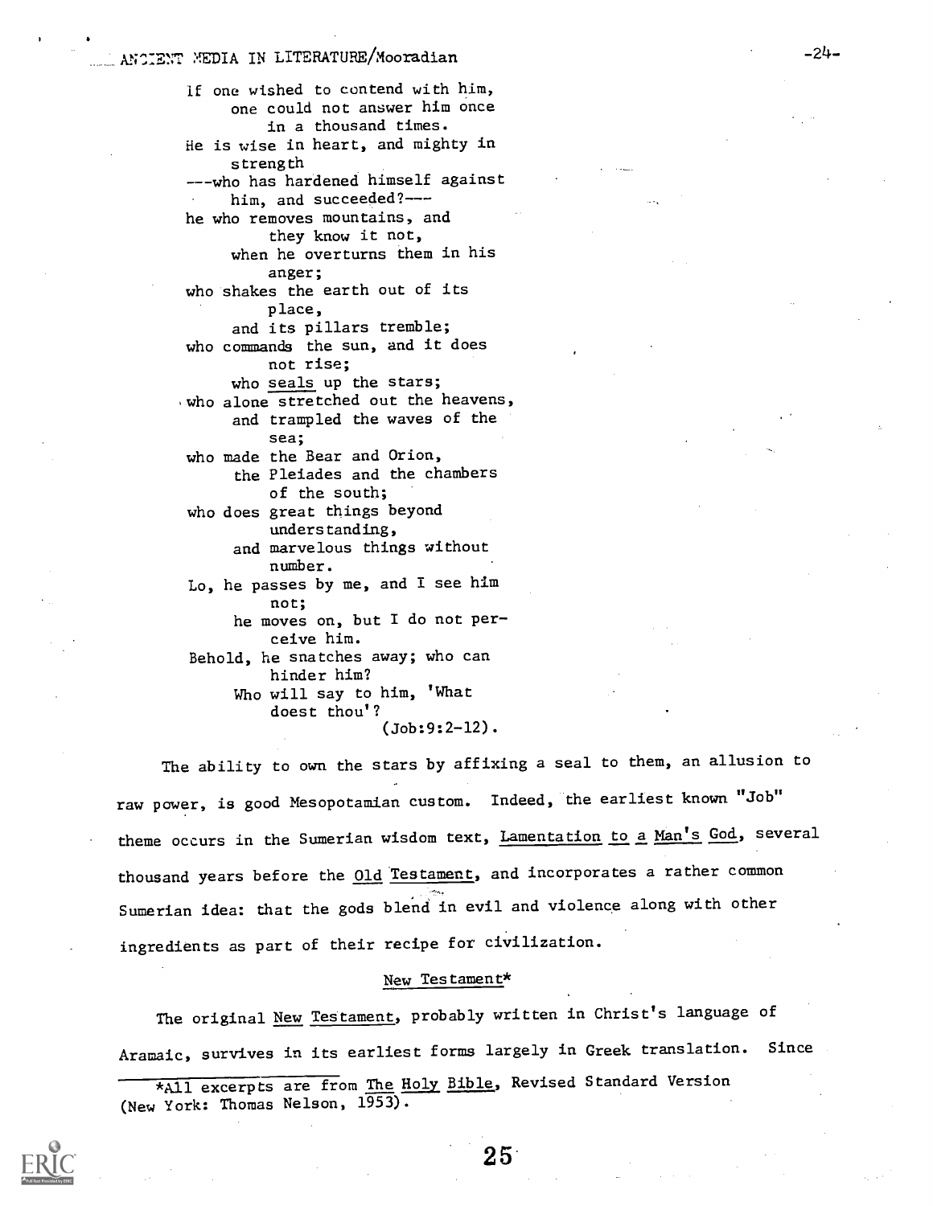If one wished to contend with him,
one could not answer him once
in a thousand times.
He is wise in heart, and mighty in
strength
---who has hardened himself against
him, and succeeded?---
he who removes mountains, and
they know it not,
when he overturns them in his
anger;
who shakes the earth out of its
place,
and its pillars tremble;
who commands the sun, and it does
not rise;
who <u>seals</u> up the stars;
who alone stretched out the heavens,
and trampled the waves of the
sea;
who made the Bear and Orion,
the Pleiades and the chambers
of the south;
who does great things beyond
understanding,
and marvelous things without
number.
Lo, he passes by me, and I see him
not;
he moves on, but I do not per-
ceive him.
Behold, he snatches away; who can
hinder him?
Who will say to him, 'What
doest thou'?
(Job:9:2-12).

The ability to own the stars by affixing a seal to them, an allusion to raw power, is good Mesopotamian custom. Indeed, the earliest known "Job" theme occurs in the Sumerian wisdom text, <u>Lamentation to a Man's God</u>, several thousand years before the <u>Old Testament</u>, and incorporates a rather common Sumerian idea: that the gods blend in evil and violence along with other ingredients as part of their recipe for civilization.

## New Testament*

The original <u>New Testament</u>, probably written in Christ's language of Aramaic, survives in its earliest forms largely in Greek translation. Since

*All excerpts are from <u>The Holy Bible</u>, Revised Standard Version (New York: Thomas Nelson, 1953).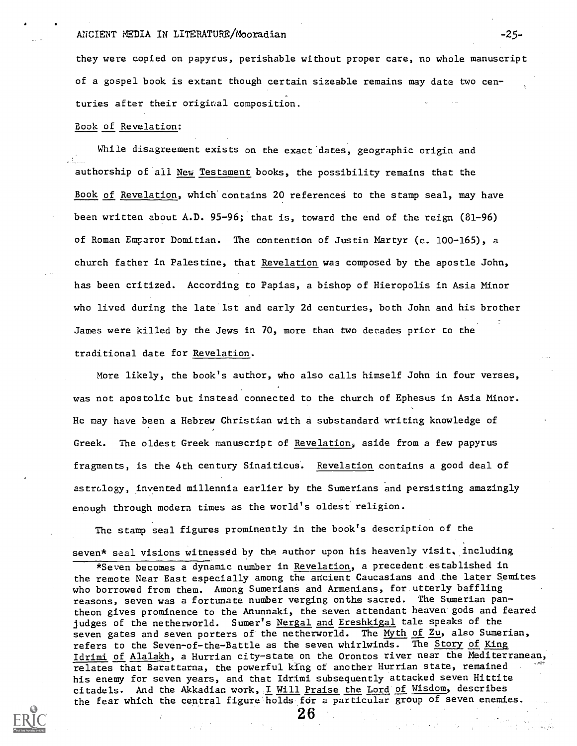they were copied on papyrus, perishable without proper care, no whole manuscript of a gospel book is extant though certain sizeable remains may date two centuries after their original composition.

Book of Revelation:

While disagreement exists on the exact dates, geographic origin and authorship of all New Testament books, the possibility remains that the Book of Revelation, which contains 20 references to the stamp seal, may have been written about A.D. 95-96; that is, toward the end of the reign (81-96) of Roman Emperor Domitian. The contention of Justin Martyr (c. 100-165), a church father in Palestine, that Revelation was composed by the apostle John, has been critized. According to Papias, a bishop of Hieropolis in Asia Minor who lived during the late 1st and early 2d centuries, both John and his brother James were killed by the Jews in 70, more than two decades prior to the traditional date for Revelation.

More likely, the book's author, who also calls himself John in four verses, was not apostolic but instead connected to the church of Ephesus in Asia Minor. He may have been a Hebrew Christian with a substandard writing knowledge of Greek. The oldest Greek manuscript of Revelation, aside from a few papyrus fragments, is the 4th century Sinaiticus. Revelation contains a good deal of astrology, invented millennia earlier by the Sumerians and persisting amazingly enough through modern times as the world's oldest religion.

The stamp seal figures prominently in the book's description of the seven* seal visions witnessed by the author upon his heavenly visit, including

*Seven becomes a dynamic number in Revelation, a precedent established in the remote Near East especially among the ancient Caucasians and the later Semites who borrowed from them. Among Sumerians and Armenians, for utterly baffling reasons, seven was a fortunate number verging onthe sacred. The Sumerian pantheon gives prominence to the Anunnaki, the seven attendant heaven gods and feared judges of the netherworld. Sumer's Nergal and Ereshkigal tale speaks of the seven gates and seven porters of the netherworld. The Myth of Zu, also Sumerian, refers to the Seven-of-the-Battle as the seven whirlwinds. The Story of King Idrimi of Alalakh, a Hurrian city-state on the Orontos river near the Mediterranean, relates that Barattarna, the powerful king of another Hurrian state, remained his enemy for seven years, and that Idrimi subsequently attacked seven Hittite citadels. And the Akkadian work, I Will Praise the Lord of Wisdom, describes the fear which the central figure holds for a particular group of seven enemies.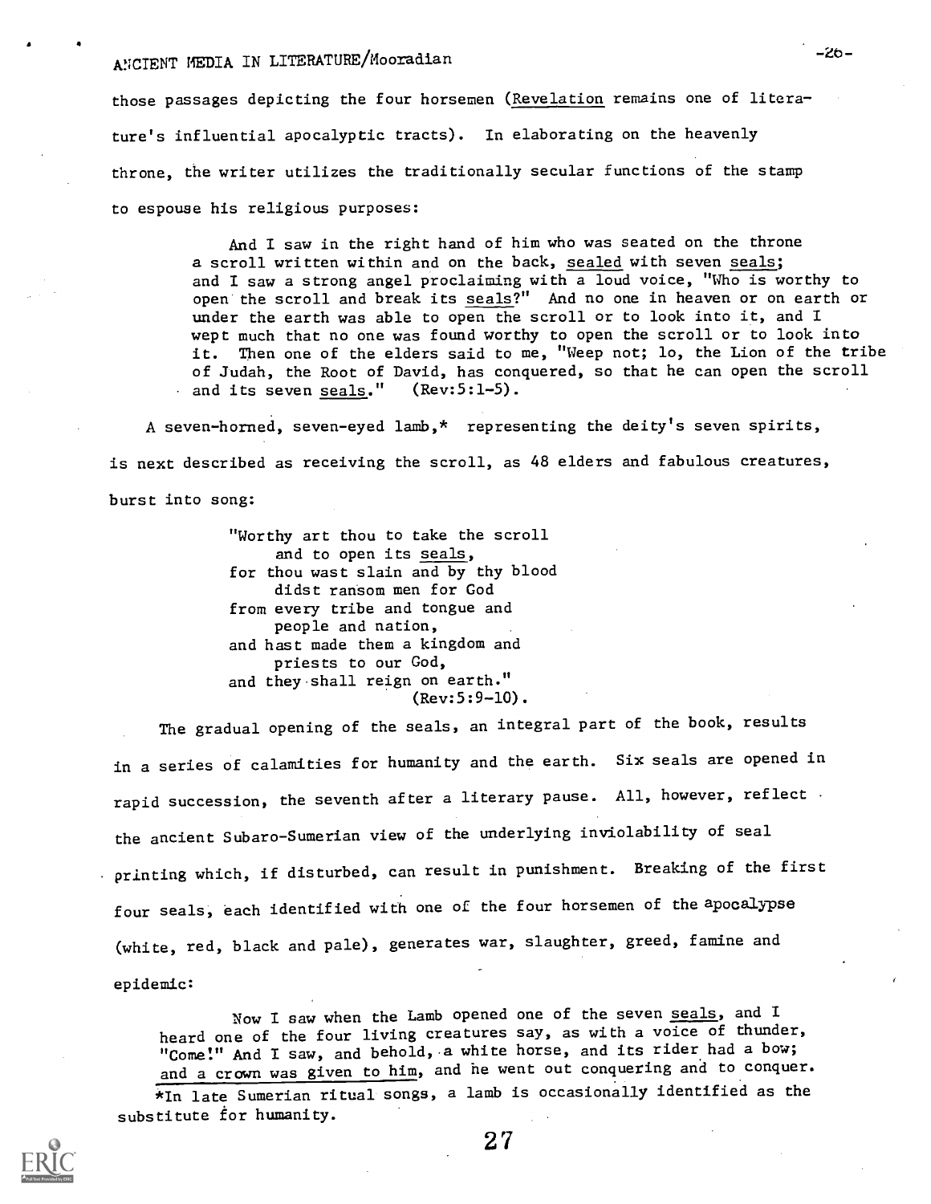those passages depicting the four horsemen (Revelation remains one of literature's influential apocalyptic tracts). In elaborating on the heavenly throne, the writer utilizes the traditionally secular functions of the stamp to espouse his religious purposes:

> And I saw in the right hand of him who was seated on the throne a scroll written within and on the back, sealed with seven seals; and I saw a strong angel proclaiming with a loud voice, "Who is worthy to open the scroll and break its seals?" And no one in heaven or on earth or under the earth was able to open the scroll or to look into it, and I wept much that no one was found worthy to open the scroll or to look into it. Then one of the elders said to me, "Weep not; lo, the Lion of the tribe of Judah, the Root of David, has conquered, so that he can open the scroll and its seven seals." (Rev:5:1-5).

A seven-horned, seven-eyed lamb,* representing the deity's seven spirits, is next described as receiving the scroll, as 48 elders and fabulous creatures, burst into song:

> "Worthy art thou to take the scroll
> and to open its seals,
> for thou wast slain and by thy blood
> didst ransom men for God
> from every tribe and tongue and
> people and nation,
> and hast made them a kingdom and
> priests to our God,
> and they shall reign on earth."
> (Rev:5:9-10).

The gradual opening of the seals, an integral part of the book, results in a series of calamities for humanity and the earth. Six seals are opened in rapid succession, the seventh after a literary pause. All, however, reflect the ancient Subaro-Sumerian view of the underlying inviolability of seal printing which, if disturbed, can result in punishment. Breaking of the first four seals, each identified with one of the four horsemen of the apocalypse (white, red, black and pale), generates war, slaughter, greed, famine and epidemic:

> Now I saw when the Lamb opened one of the seven seals, and I heard one of the four living creatures say, as with a voice of thunder, "Come!" And I saw, and behold, a white horse, and its rider had a bow; and a crown was given to him, and he went out conquering and to conquer.

*In late Sumerian ritual songs, a lamb is occasionally identified as the substitute for humanity.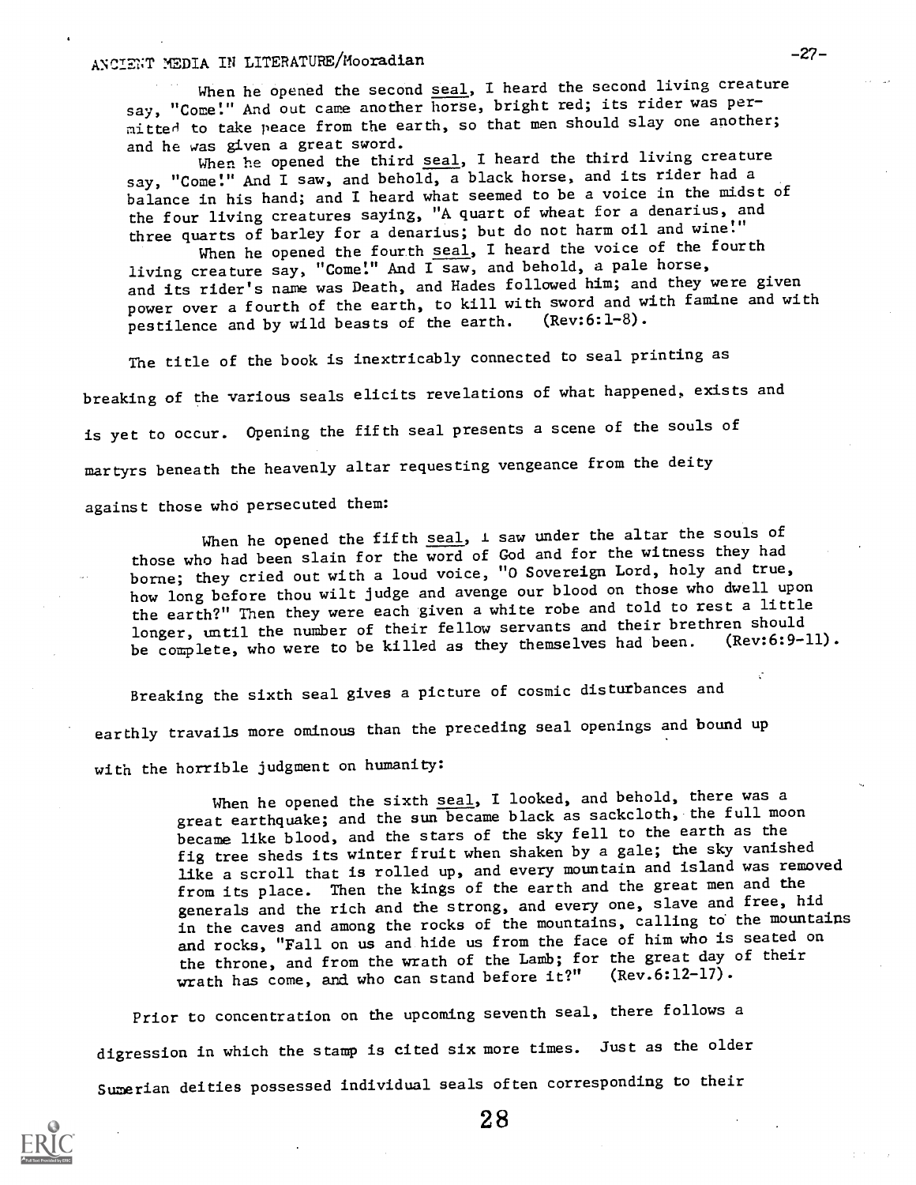When he opened the second seal, I heard the second living creature say, "Come!" And out came another horse, bright red; its rider was permitted to take peace from the earth, so that men should slay one another; and he was given a great sword.

When he opened the third seal, I heard the third living creature say, "Come!" And I saw, and behold, a black horse, and its rider had a balance in his hand; and I heard what seemed to be a voice in the midst of the four living creatures saying, "A quart of wheat for a denarius, and three quarts of barley for a denarius; but do not harm oil and wine!"

When he opened the fourth seal, I heard the voice of the fourth living creature say, "Come!" And I saw, and behold, a pale horse, and its rider's name was Death, and Hades followed him; and they were given power over a fourth of the earth, to kill with sword and with famine and with pestilence and by wild beasts of the earth. (Rev:6:1-8).

The title of the book is inextricably connected to seal printing as breaking of the various seals elicits revelations of what happened, exists and is yet to occur. Opening the fifth seal presents a scene of the souls of martyrs beneath the heavenly altar requesting vengeance from the deity against those who persecuted them:

When he opened the fifth seal, I saw under the altar the souls of those who had been slain for the word of God and for the witness they had borne; they cried out with a loud voice, "O Sovereign Lord, holy and true, how long before thou wilt judge and avenge our blood on those who dwell upon the earth?" Then they were each given a white robe and told to rest a little longer, until the number of their fellow servants and their brethren should be complete, who were to be killed as they themselves had been. (Rev:6:9-11).

Breaking the sixth seal gives a picture of cosmic disturbances and earthly travails more ominous than the preceding seal openings and bound up with the horrible judgment on humanity:

When he opened the sixth seal, I looked, and behold, there was a great earthquake; and the sun became black as sackcloth, the full moon became like blood, and the stars of the sky fell to the earth as the fig tree sheds its winter fruit when shaken by a gale; the sky vanished like a scroll that is rolled up, and every mountain and island was removed from its place. Then the kings of the earth and the great men and the generals and the rich and the strong, and every one, slave and free, hid in the caves and among the rocks of the mountains, calling to the mountains and rocks, "Fall on us and hide us from the face of him who is seated on the throne, and from the wrath of the Lamb; for the great day of their wrath has come, and who can stand before it?" (Rev.6:12-17).

Prior to concentration on the upcoming seventh seal, there follows a digression in which the stamp is cited six more times. Just as the older Sumerian deities possessed individual seals often corresponding to their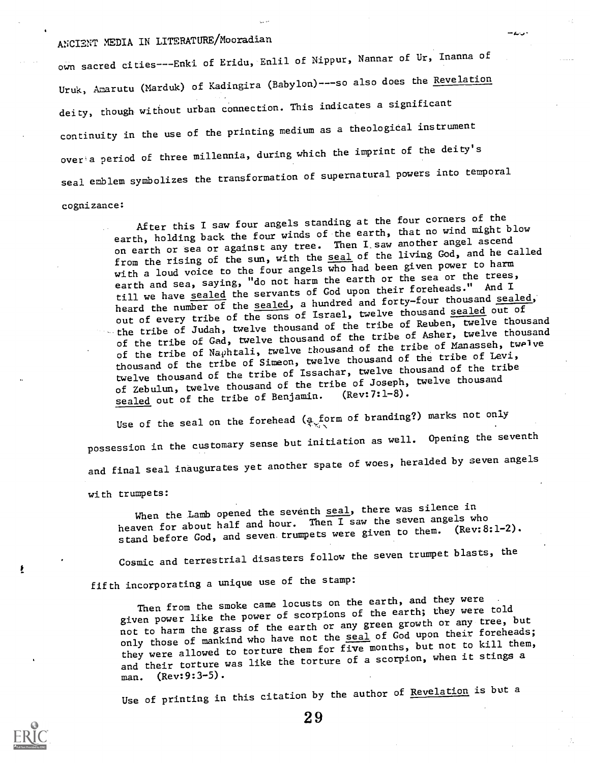own sacred cities---Enki of Eridu, Enlil of Nippur, Nannar of Ur, Inanna of Uruk, Amarutu (Marduk) of Kadingira (Babylon)---so also does the Revelation deity, though without urban connection. This indicates a significant continuity in the use of the printing medium as a theological instrument over a period of three millennia, during which the imprint of the deity's seal emblem symbolizes the transformation of supernatural powers into temporal cognizance:

> After this I saw four angels standing at the four corners of the earth, holding back the four winds of the earth, that no wind might blow on earth or sea or against any tree. Then I saw another angel ascend from the rising of the sun, with the seal of the living God, and he called with a loud voice to the four angels who had been given power to harm earth and sea, saying, "do not harm the earth or the sea or the trees, till we have sealed the servants of God upon their foreheads." And I heard the number of the sealed, a hundred and forty-four thousand sealed, out of every tribe of the sons of Israel, twelve thousand sealed out of the tribe of Judah, twelve thousand of the tribe of Reuben, twelve thousand of the tribe of Gad, twelve thousand of the tribe of Asher, twelve thousand of the tribe of Naphtali, twelve thousand of the tribe of Manasseh, twelve thousand of the tribe of Simeon, twelve thousand of the tribe of Levi, twelve thousand of the tribe of Issachar, twelve thousand of the tribe of Zebulun, twelve thousand of the tribe of Joseph, twelve thousand sealed out of the tribe of Benjamin. (Rev:7:1-8).

Use of the seal on the forehead (a form of branding?) marks not only possession in the customary sense but initiation as well. Opening the seventh and final seal inaugurates yet another spate of woes, heralded by seven angels with trumpets:

> When the Lamb opened the seventh seal, there was silence in heaven for about half and hour. Then I saw the seven angels who stand before God, and seven trumpets were given to them. (Rev:8:1-2).

Cosmic and terrestrial disasters follow the seven trumpet blasts, the fifth incorporating a unique use of the stamp:

> Then from the smoke came locusts on the earth, and they were given power like the power of scorpions of the earth; they were told not to harm the grass of the earth or any green growth or any tree, but only those of mankind who have not the seal of God upon their foreheads; they were allowed to torture them for five months, but not to kill them, and their torture was like the torture of a scorpion, when it stings a man. (Rev:9:3-5).

Use of printing in this citation by the author of Revelation is but a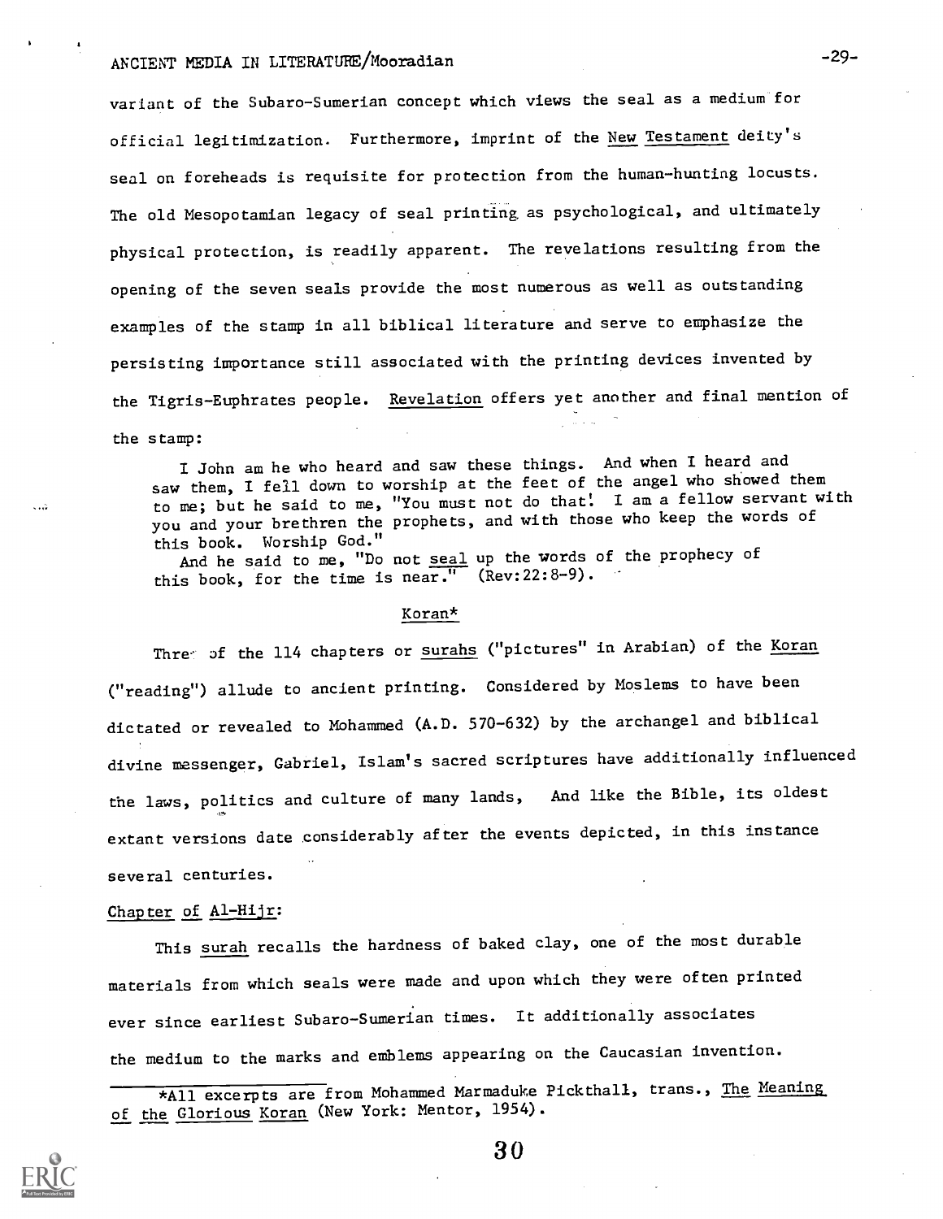variant of the Subaro-Sumerian concept which views the seal as a medium for official legitimization. Furthermore, imprint of the New Testament deity's seal on foreheads is requisite for protection from the human-hunting locusts. The old Mesopotamian legacy of seal printing as psychological, and ultimately physical protection, is readily apparent. The revelations resulting from the opening of the seven seals provide the most numerous as well as outstanding examples of the stamp in all biblical literature and serve to emphasize the persisting importance still associated with the printing devices invented by the Tigris-Euphrates people. Revelation offers yet another and final mention of the stamp:

> I John am he who heard and saw these things. And when I heard and saw them, I fell down to worship at the feet of the angel who showed them to me; but he said to me, "You must not do that! I am a fellow servant with you and your brethren the prophets, and with those who keep the words of this book. Worship God."
> And he said to me, "Do not seal up the words of the prophecy of this book, for the time is near." (Rev:22:8-9).

## Koran*

Three of the 114 chapters or surahs ("pictures" in Arabian) of the Koran ("reading") allude to ancient printing. Considered by Moslems to have been dictated or revealed to Mohammed (A.D. 570-632) by the archangel and biblical divine messenger, Gabriel, Islam's sacred scriptures have additionally influenced the laws, politics and culture of many lands, And like the Bible, its oldest extant versions date considerably after the events depicted, in this instance several centuries.

### Chapter of Al-Hijr:

This surah recalls the hardness of baked clay, one of the most durable materials from which seals were made and upon which they were often printed ever since earliest Subaro-Sumerian times. It additionally associates the medium to the marks and emblems appearing on the Caucasian invention.

*All excerpts are from Mohammed Marmaduke Pickthall, trans., The Meaning of the Glorious Koran (New York: Mentor, 1954).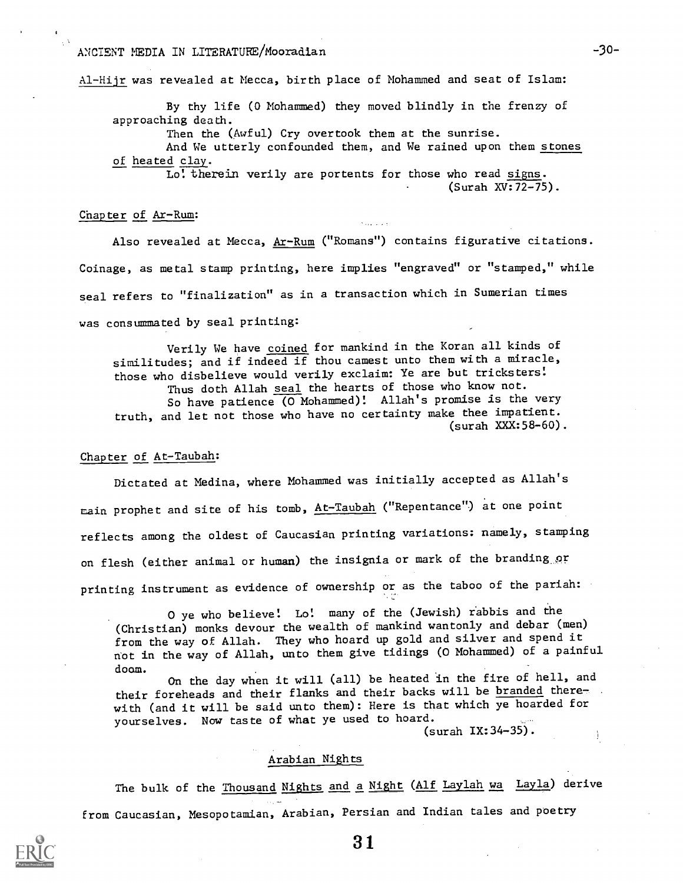Al-Hijr was revealed at Mecca, birth place of Mohammed and seat of Islam:

> By thy life (O Mohammed) they moved blindly in the frenzy of approaching death.
>
> Then the (Awful) Cry overtook them at the sunrise.
>
> And We utterly confounded them, and We rained upon them stones of heated clay.
>
> Lo! therein verily are portents for those who read signs.
> (Surah XV:72-75).

Chapter of Ar-Rum:

Also revealed at Mecca, Ar-Rum ("Romans") contains figurative citations. Coinage, as metal stamp printing, here implies "engraved" or "stamped," while seal refers to "finalization" as in a transaction which in Sumerian times was consummated by seal printing:

> Verily We have coined for mankind in the Koran all kinds of similitudes; and if indeed if thou camest unto them with a miracle, those who disbelieve would verily exclaim: Ye are but tricksters!
>
> Thus doth Allah seal the hearts of those who know not.
>
> So have patience (O Mohammed)! Allah's promise is the very truth, and let not those who have no certainty make thee impatient.
> (surah XXX:58-60).

Chapter of At-Taubah:

Dictated at Medina, where Mohammed was initially accepted as Allah's main prophet and site of his tomb, At-Taubah ("Repentance") at one point reflects among the oldest of Caucasian printing variations: namely, stamping on flesh (either animal or human) the insignia or mark of the branding or printing instrument as evidence of ownership or as the taboo of the pariah:

> O ye who believe! Lo! many of the (Jewish) rabbis and the (Christian) monks devour the wealth of mankind wantonly and debar (men) from the way of Allah. They who hoard up gold and silver and spend it not in the way of Allah, unto them give tidings (O Mohammed) of a painful doom.
>
> On the day when it will (all) be heated in the fire of hell, and their foreheads and their flanks and their backs will be branded therewith (and it will be said unto them): Here is that which ye hoarded for yourselves. Now taste of what ye used to hoard.
> (surah IX:34-35).

## Arabian Nights

The bulk of the Thousand Nights and a Night (Alf Laylah wa Layla) derive from Caucasian, Mesopotamian, Arabian, Persian and Indian tales and poetry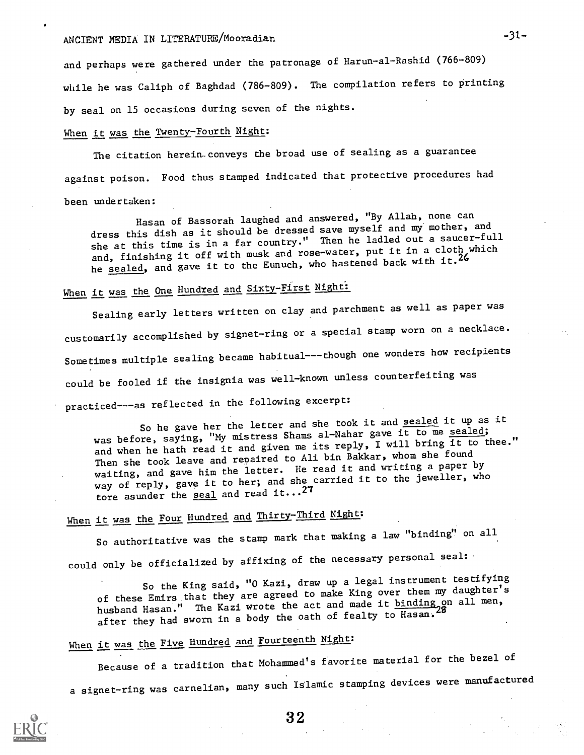and perhaps were gathered under the patronage of Harun-al-Rashid (766-809) while he was Caliph of Baghdad (786-809). The compilation refers to printing by seal on 15 occasions during seven of the nights.

When it was the Twenty-Fourth Night:

The citation herein conveys the broad use of sealing as a guarantee against poison. Food thus stamped indicated that protective procedures had been undertaken:

> Hasan of Bassorah laughed and answered, "By Allah, none can dress this dish as it should be dressed save myself and my mother, and she at this time is in a far country." Then he ladled out a saucer-full and, finishing it off with musk and rose-water, put it in a cloth which he sealed, and gave it to the Eunuch, who hastened back with it.[26]

When it was the One Hundred and Sixty-First Night:

Sealing early letters written on clay and parchment as well as paper was customarily accomplished by signet-ring or a special stamp worn on a necklace. Sometimes multiple sealing became habitual---though one wonders how recipients could be fooled if the insignia was well-known unless counterfeiting was practiced---as reflected in the following excerpt:

> So he gave her the letter and she took it and sealed it up as it was before, saying, "My mistress Shams al-Nahar gave it to me sealed; and when he hath read it and given me its reply, I will bring it to thee." Then she took leave and repaired to Ali bin Bakkar, whom she found waiting, and gave him the letter. He read it and writing a paper by way of reply, gave it to her; and she carried it to the jeweller, who tore asunder the seal and read it...[27]

When it was the Four Hundred and Thirty-Third Night:

So authoritative was the stamp mark that making a law "binding" on all could only be officialized by affixing of the necessary personal seal:

> So the King said, "O Kazi, draw up a legal instrument testifying of these Emirs that they are agreed to make King over them my daughter's husband Hasan." The Kazi wrote the act and made it binding on all men, after they had sworn in a body the oath of fealty to Hasan.[28]

When it was the Five Hundred and Fourteenth Night:

Because of a tradition that Mohammed's favorite material for the bezel of a signet-ring was carnelian, many such Islamic stamping devices were manufactured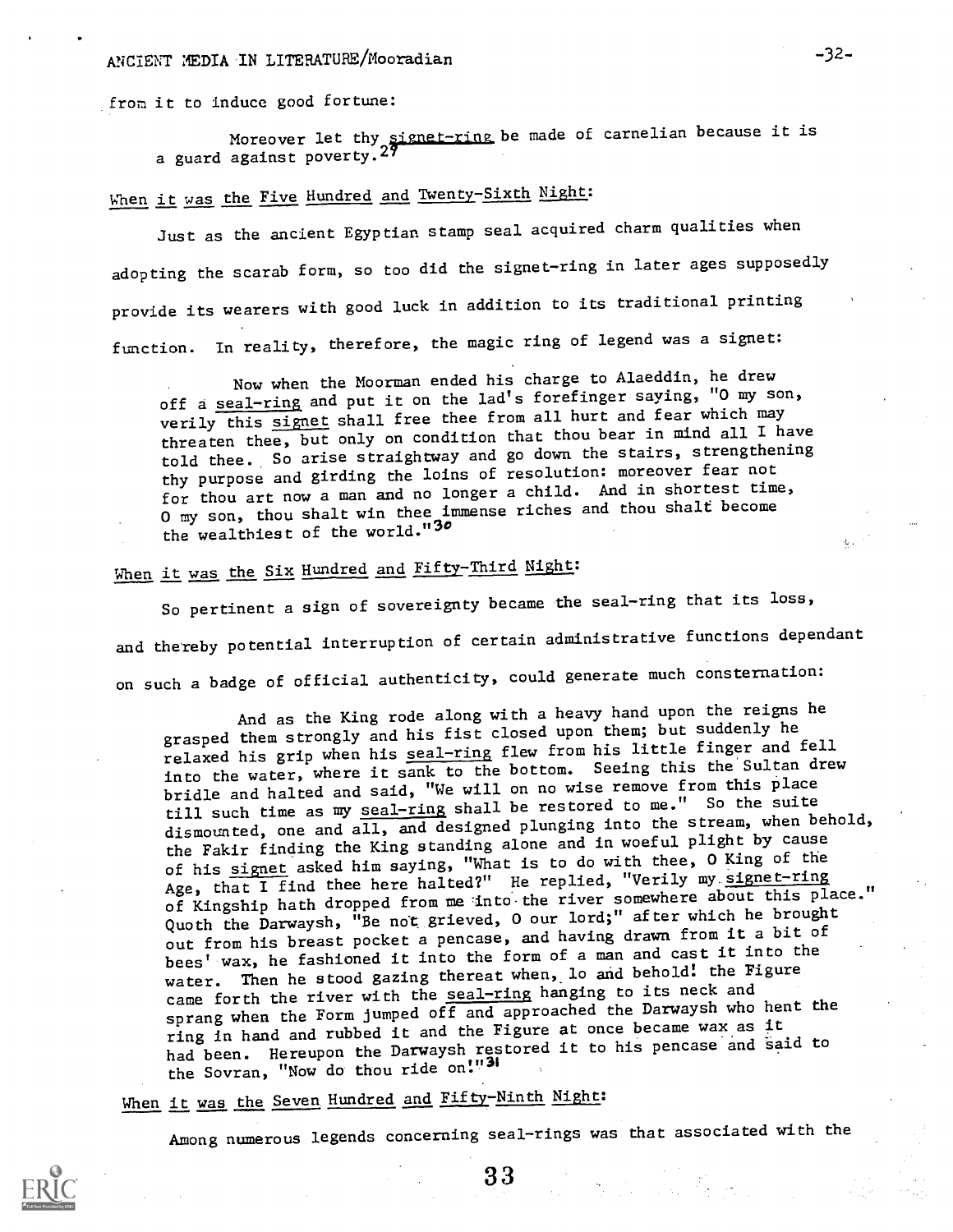from it to induce good fortune:

> Moreover let thy signet-ring be made of carnelian because it is a guard against poverty.[29]

When it was the Five Hundred and Twenty-Sixth Night:

Just as the ancient Egyptian stamp seal acquired charm qualities when adopting the scarab form, so too did the signet-ring in later ages supposedly provide its wearers with good luck in addition to its traditional printing function. In reality, therefore, the magic ring of legend was a signet:

> Now when the Moorman ended his charge to Alaeddin, he drew off a seal-ring and put it on the lad's forefinger saying, "O my son, verily this signet shall free thee from all hurt and fear which may threaten thee, but only on condition that thou bear in mind all I have told thee. So arise straightway and go down the stairs, strengthening thy purpose and girding the loins of resolution: moreover fear not for thou art now a man and no longer a child. And in shortest time, O my son, thou shalt win thee immense riches and thou shalt become the wealthiest of the world."[30]

When it was the Six Hundred and Fifty-Third Night:

So pertinent a sign of sovereignty became the seal-ring that its loss, and thereby potential interruption of certain administrative functions dependant on such a badge of official authenticity, could generate much consternation:

> And as the King rode along with a heavy hand upon the reigns he grasped them strongly and his fist closed upon them; but suddenly he relaxed his grip when his seal-ring flew from his little finger and fell into the water, where it sank to the bottom. Seeing this the Sultan drew bridle and halted and said, "We will on no wise remove from this place till such time as my seal-ring shall be restored to me." So the suite dismounted, one and all, and designed plunging into the stream, when behold, the Fakir finding the King standing alone and in woeful plight by cause of his signet asked him saying, "What is to do with thee, O King of the Age, that I find thee here halted?" He replied, "Verily my signet-ring of Kingship hath dropped from me into the river somewhere about this place." Quoth the Darwaysh, "Be not grieved, O our lord;" after which he brought out from his breast pocket a pencase, and having drawn from it a bit of bees' wax, he fashioned it into the form of a man and cast it into the water. Then he stood gazing thereat when, lo and behold! the Figure came forth the river with the seal-ring hanging to its neck and sprang when the Form jumped off and approached the Darwaysh who hent the ring in hand and rubbed it and the Figure at once became wax as it had been. Hereupon the Darwaysh restored it to his pencase and said to the Sovran, "Now do thou ride on!"[31]

When it was the Seven Hundred and Fifty-Ninth Night:

Among numerous legends concerning seal-rings was that associated with the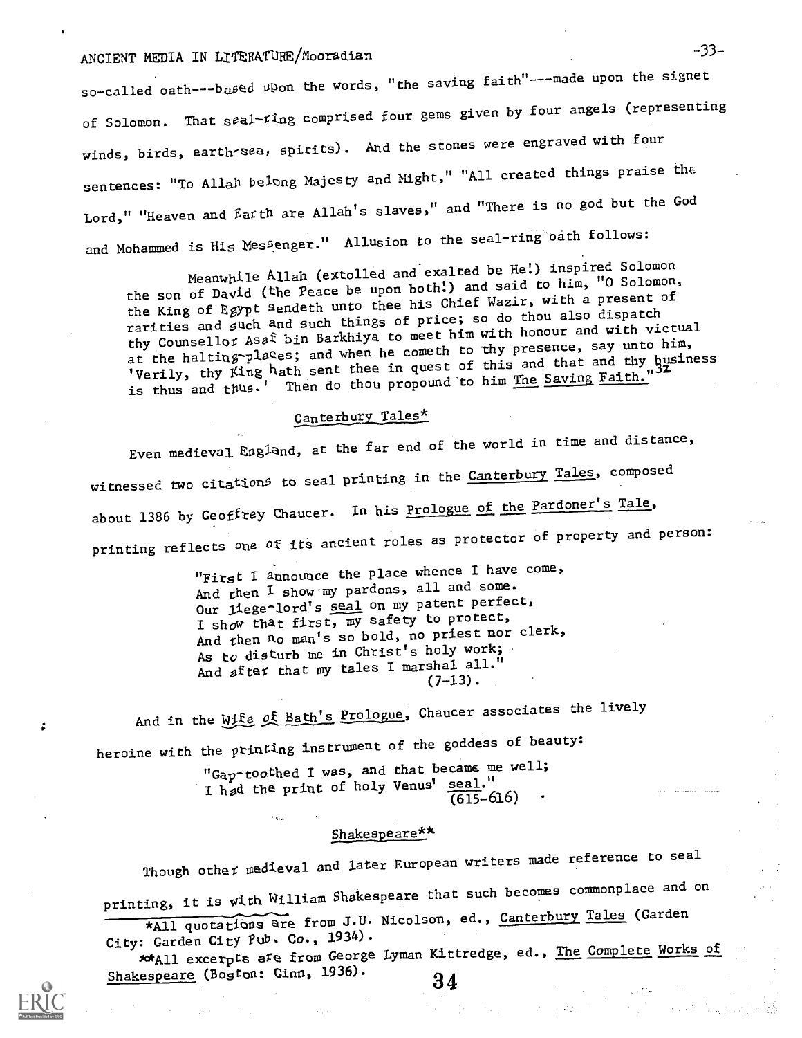so-called oath---based upon the words, "the saving faith"---made upon the signet of Solomon. That seal-ring comprised four gems given by four angels (representing winds, birds, earth-sea, spirits). And the stones were engraved with four sentences: "To Allah belong Majesty and Might," "All created things praise the Lord," "Heaven and Earth are Allah's slaves," and "There is no god but the God and Mohammed is His Messenger." Allusion to the seal-ring oath follows:

> Meanwhile Allah (extolled and exalted be He!) inspired Solomon the son of David (the Peace be upon both!) and said to him, "O Solomon, the King of Egypt sendeth unto thee his Chief Wazir, with a present of rarities and such and such things of price; so do thou also dispatch thy Counsellor Asaf bin Barkhiya to meet him with honour and with victual at the halting-places; and when he cometh to thy presence, say unto him, 'Verily, thy King hath sent thee in quest of this and that and thy business is thus and thus.' Then do thou propound to him <u>The Saving Faith</u>."[32]

## Canterbury Tales*

Even medieval England, at the far end of the world in time and distance, witnessed two citations to seal printing in the <u>Canterbury Tales</u>, composed about 1386 by Geoffrey Chaucer. In his <u>Prologue of the Pardoner's Tale</u>, printing reflects one of its ancient roles as protector of property and person:

> "First I announce the place whence I have come,
> And then I show my pardons, all and some.
> Our liege-lord's <u>seal</u> on my patent perfect,
> I show that first, my safety to protect,
> And then no man's so bold, no priest nor clerk,
> As to disturb me in Christ's holy work;
> And after that my tales I marshal all."
> (7-13).

And in the <u>Wife of Bath's Prologue</u>, Chaucer associates the lively heroine with the printing instrument of the goddess of beauty:

> "Gap-toothed I was, and that became me well;
> I had the print of holy Venus' <u>seal</u>."
> (615-616)

## Shakespeare**

Though other medieval and later European writers made reference to seal printing, it is with William Shakespeare that such becomes commonplace and on

*All quotations are from J.U. Nicolson, ed., <u>Canterbury Tales</u> (Garden City: Garden City Pub. Co., 1934).

**All excerpts are from George Lyman Kittredge, ed., <u>The Complete Works of Shakespeare</u> (Boston: Ginn, 1936).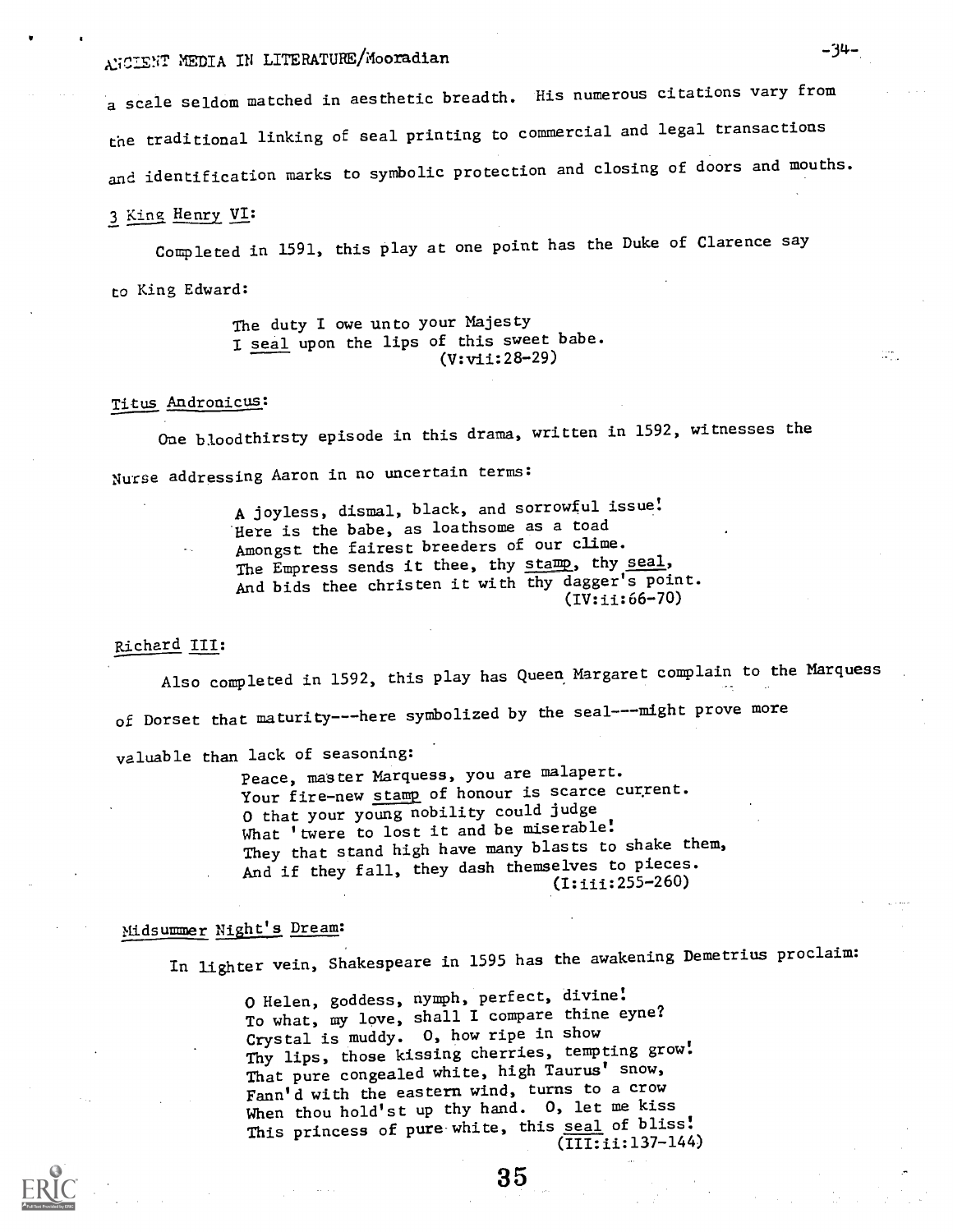a scale seldom matched in aesthetic breadth. His numerous citations vary from the traditional linking of seal printing to commercial and legal transactions and identification marks to symbolic protection and closing of doors and mouths.

3 King Henry VI:

Completed in 1591, this play at one point has the Duke of Clarence say to King Edward:

> The duty I owe unto your Majesty  
> I seal upon the lips of this sweet babe.  
> (V:vii:28-29)

Titus Andronicus:

One bloodthirsty episode in this drama, written in 1592, witnesses the Nurse addressing Aaron in no uncertain terms:

> A joyless, dismal, black, and sorrowful issue!  
> Here is the babe, as loathsome as a toad  
> Amongst the fairest breeders of our clime.  
> The Empress sends it thee, thy stamp, thy seal,  
> And bids thee christen it with thy dagger's point.  
> (IV:ii:66-70)

Richard III:

Also completed in 1592, this play has Queen Margaret complain to the Marquess of Dorset that maturity---here symbolized by the seal---might prove more valuable than lack of seasoning:

> Peace, master Marquess, you are malapert.  
> Your fire-new stamp of honour is scarce current.  
> O that your young nobility could judge  
> What 'twere to lost it and be miserable!  
> They that stand high have many blasts to shake them,  
> And if they fall, they dash themselves to pieces.  
> (I:iii:255-260)

Midsummer Night's Dream:

In lighter vein, Shakespeare in 1595 has the awakening Demetrius proclaim:

> O Helen, goddess, nymph, perfect, divine!  
> To what, my love, shall I compare thine eyne?  
> Crystal is muddy. O, how ripe in show  
> Thy lips, those kissing cherries, tempting grow!  
> That pure congealed white, high Taurus' snow,  
> Fann'd with the eastern wind, turns to a crow  
> When thou hold'st up thy hand. O, let me kiss  
> This princess of pure white, this seal of bliss!  
> (III:ii:137-144)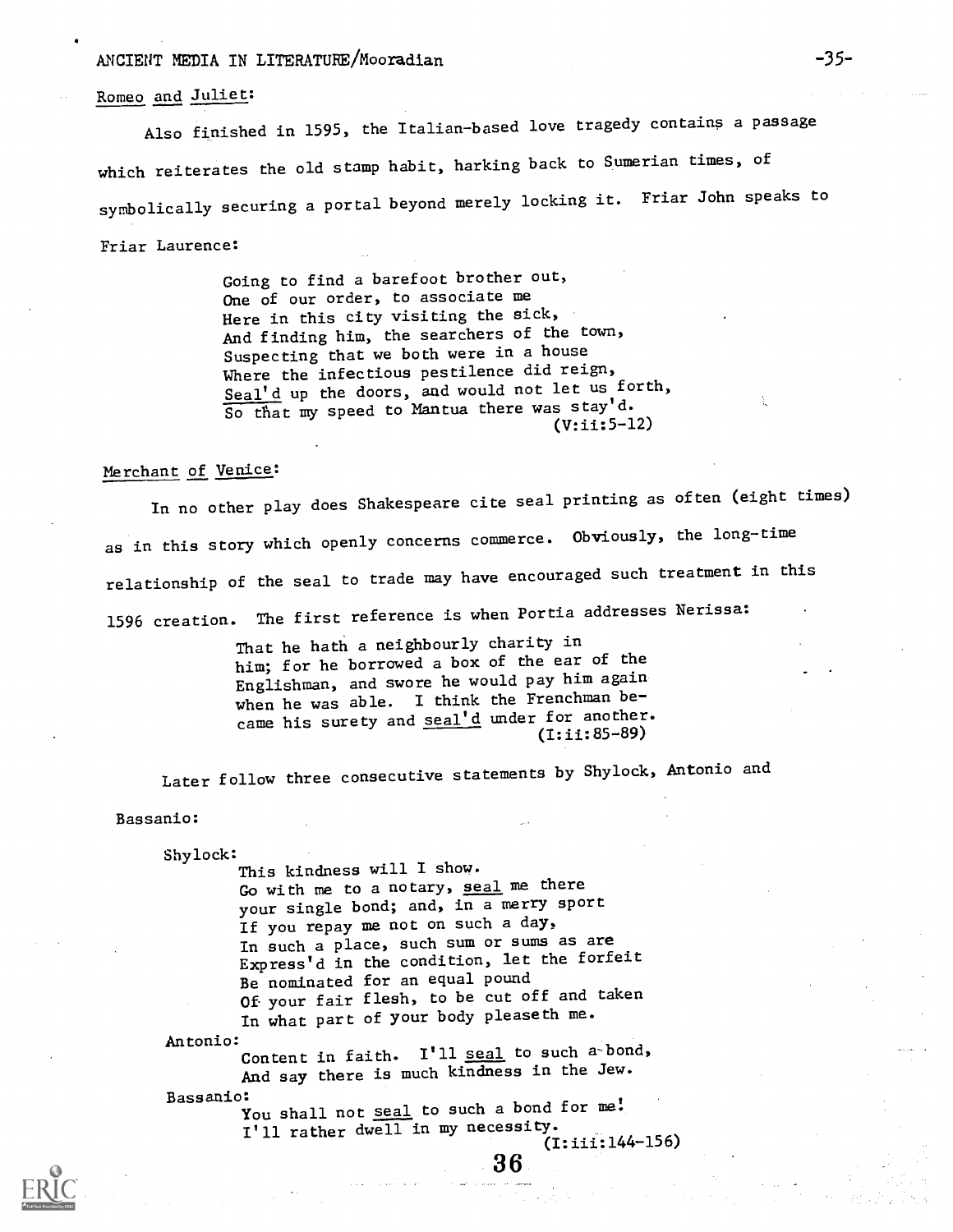Romeo and Juliet:

Also finished in 1595, the Italian-based love tragedy contains a passage which reiterates the old stamp habit, harking back to Sumerian times, of symbolically securing a portal beyond merely locking it. Friar John speaks to Friar Laurence:

> Going to find a barefoot brother out,
> One of our order, to associate me
> Here in this city visiting the sick,
> And finding him, the searchers of the town,
> Suspecting that we both were in a house
> Where the infectious pestilence did reign,
> Seal'd up the doors, and would not let us forth,
> So that my speed to Mantua there was stay'd.
> (V:ii:5-12)

Merchant of Venice:

In no other play does Shakespeare cite seal printing as often (eight times) as in this story which openly concerns commerce. Obviously, the long-time relationship of the seal to trade may have encouraged such treatment in this 1596 creation. The first reference is when Portia addresses Nerissa:

> That he hath a neighbourly charity in him; for he borrowed a box of the ear of the Englishman, and swore he would pay him again when he was able. I think the Frenchman became his surety and seal'd under for another.
> (I:ii:85-89)

Later follow three consecutive statements by Shylock, Antonio and Bassanio:

> Shylock:
> This kindness will I show.
> Go with me to a notary, seal me there
> your single bond; and, in a merry sport
> If you repay me not on such a day,
> In such a place, such sum or sums as are
> Express'd in the condition, let the forfeit
> Be nominated for an equal pound
> Of your fair flesh, to be cut off and taken
> In what part of your body pleaseth me.
>
> Antonio:
> Content in faith. I'll seal to such a bond,
> And say there is much kindness in the Jew.
>
> Bassanio:
> You shall not seal to such a bond for me!
> I'll rather dwell in my necessity.
> (I:iii:144-156)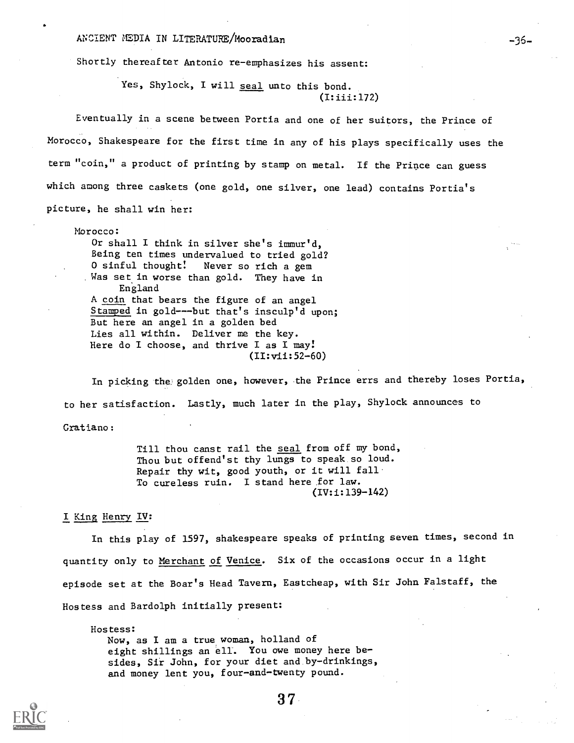Shortly thereafter Antonio re-emphasizes his assent:

> Yes, Shylock, I will seal unto this bond.
> (I:iii:172)

Eventually in a scene between Portia and one of her suitors, the Prince of Morocco, Shakespeare for the first time in any of his plays specifically uses the term "coin," a product of printing by stamp on metal. If the Prince can guess which among three caskets (one gold, one silver, one lead) contains Portia's picture, he shall win her:

> Morocco:
> Or shall I think in silver she's immur'd,
> Being ten times undervalued to tried gold?
> O sinful thought! Never so rich a gem
> Was set in worse than gold. They have in England
> A coin that bears the figure of an angel
> Stamped in gold---but that's insculp'd upon;
> But here an angel in a golden bed
> Lies all within. Deliver me the key.
> Here do I choose, and thrive I as I may!
> (II:vii:52-60)

In picking the golden one, however, the Prince errs and thereby loses Portia, to her satisfaction. Lastly, much later in the play, Shylock announces to Gratiano:

> Till thou canst rail the seal from off my bond,
> Thou but offend'st thy lungs to speak so loud.
> Repair thy wit, good youth, or it will fall
> To cureless ruin. I stand here for law.
> (IV:i:139-142)

I King Henry IV:

In this play of 1597, shakespeare speaks of printing seven times, second in quantity only to Merchant of Venice. Six of the occasions occur in a light episode set at the Boar's Head Tavern, Eastcheap, with Sir John Falstaff, the Hostess and Bardolph initially present:

> Hostess:
> Now, as I am a true woman, holland of eight shillings an ell. You owe money here besides, Sir John, for your diet and by-drinkings, and money lent you, four-and-twenty pound.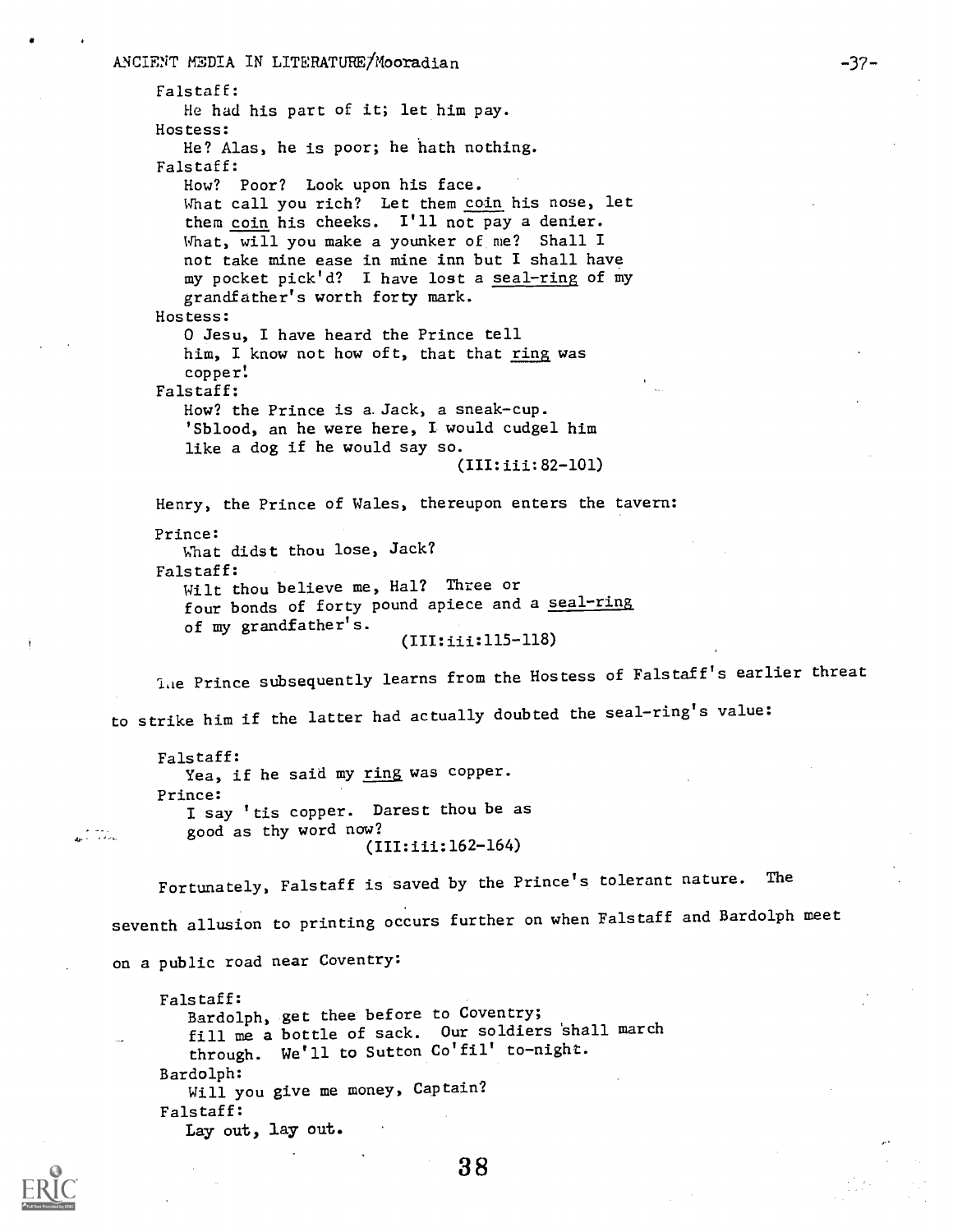Falstaff:
He had his part of it; let him pay.

Hostess:
He? Alas, he is poor; he hath nothing.

Falstaff:
How? Poor? Look upon his face.
What call you rich? Let them coin his nose, let
them coin his cheeks. I'll not pay a denier.
What, will you make a younker of me? Shall I
not take mine ease in mine inn but I shall have
my pocket pick'd? I have lost a seal-ring of my
grandfather's worth forty mark.

Hostess:
O Jesu, I have heard the Prince tell
him, I know not how oft, that that ring was
copper!

Falstaff:
How? the Prince is a Jack, a sneak-cup.
'Sblood, an he were here, I would cudgel him
like a dog if he would say so.

(III:iii:82-101)

Henry, the Prince of Wales, thereupon enters the tavern:

Prince:
What didst thou lose, Jack?

Falstaff:
Wilt thou believe me, Hal? Three or
four bonds of forty pound apiece and a seal-ring
of my grandfather's.

(III:iii:115-118)

The Prince subsequently learns from the Hostess of Falstaff's earlier threat to strike him if the latter had actually doubted the seal-ring's value:

Falstaff:
Yea, if he said my ring was copper.

Prince:
I say 'tis copper. Darest thou be as
good as thy word now?

(III:iii:162-164)

Fortunately, Falstaff is saved by the Prince's tolerant nature. The seventh allusion to printing occurs further on when Falstaff and Bardolph meet on a public road near Coventry:

Falstaff:
Bardolph, get thee before to Coventry;
fill me a bottle of sack. Our soldiers shall march
through. We'll to Sutton Co'fil' to-night.

Bardolph:
Will you give me money, Captain?

Falstaff:
Lay out, lay out.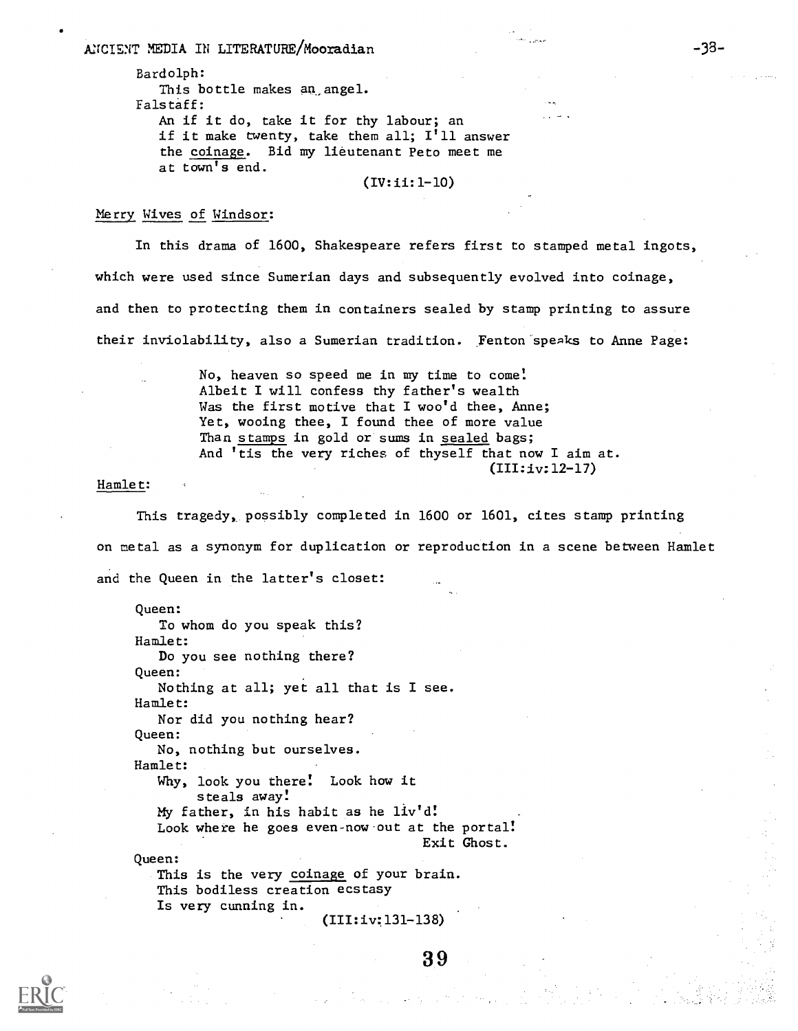Bardolph:
This bottle makes an angel.

Falstaff:
An if it do, take it for thy labour; an if it make twenty, take them all; I'll answer the <u>coinage</u>. Bid my lieutenant Peto meet me at town's end.

(IV:ii:1-10)

<u>Merry Wives of Windsor</u>:

In this drama of 1600, Shakespeare refers first to stamped metal ingots, which were used since Sumerian days and subsequently evolved into coinage, and then to protecting them in containers sealed by stamp printing to assure their inviolability, also a Sumerian tradition. Fenton speaks to Anne Page:

> No, heaven so speed me in my time to come!
> Albeit I will confess thy father's wealth
> Was the first motive that I woo'd thee, Anne;
> Yet, wooing thee, I found thee of more value
> Than <u>stamps</u> in gold or sums in <u>sealed</u> bags;
> And 'tis the very riches of thyself that now I aim at.
>
> (III:iv:12-17)

<u>Hamlet</u>:

This tragedy, possibly completed in 1600 or 1601, cites stamp printing on metal as a synonym for duplication or reproduction in a scene between Hamlet and the Queen in the latter's closet:

Queen:
To whom do you speak this?

Hamlet:
Do you see nothing there?

Queen:
Nothing at all; yet all that is I see.

Hamlet:
Nor did you nothing hear?

Queen:
No, nothing but ourselves.

Hamlet:
Why, look you there! Look how it steals away!
My father, in his habit as he liv'd!
Look where he goes even now out at the portal!

Exit Ghost.

Queen:
This is the very <u>coinage</u> of your brain.
This bodiless creation ecstasy
Is very cunning in.

(III:iv:131-138)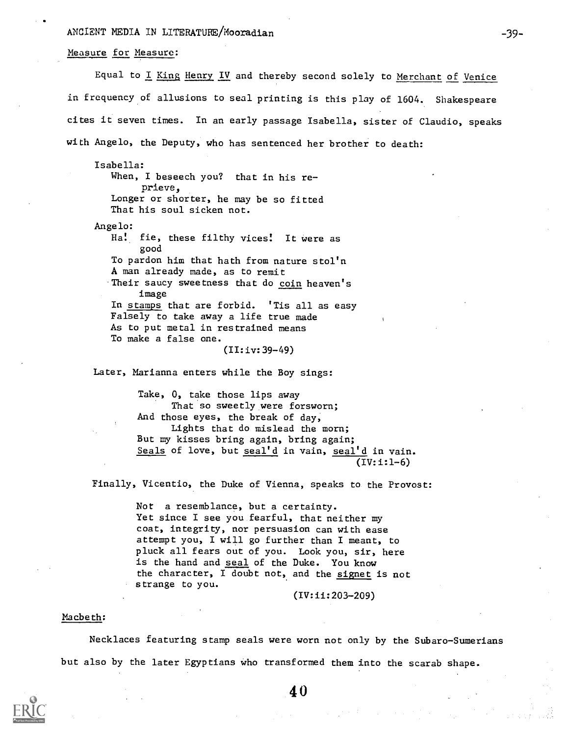Measure for Measure:

Equal to I King Henry IV and thereby second solely to Merchant of Venice in frequency of allusions to seal printing is this play of 1604. Shakespeare cites it seven times. In an early passage Isabella, sister of Claudio, speaks with Angelo, the Deputy, who has sentenced her brother to death:

> Isabella:
> When, I beseech you? that in his reprieve,
> Longer or shorter, he may be so fitted
> That his soul sicken not.
>
> Angelo:
> Ha! fie, these filthy vices! It were as good
> To pardon him that hath from nature stol'n
> A man already made, as to remit
> Their saucy sweetness that do coin heaven's image
> In stamps that are forbid. 'Tis all as easy
> Falsely to take away a life true made
> As to put metal in restrained means
> To make a false one.
>
> (II:iv:39-49)

Later, Marianna enters while the Boy sings:

> Take, O, take those lips away
> That so sweetly were forsworn;
> And those eyes, the break of day,
> Lights that do mislead the morn;
> But my kisses bring again, bring again;
> Seals of love, but seal'd in vain, seal'd in vain.
>
> (IV:i:1-6)

Finally, Vicentio, the Duke of Vienna, speaks to the Provost:

> Not a resemblance, but a certainty. Yet since I see you fearful, that neither my coat, integrity, nor persuasion can with ease attempt you, I will go further than I meant, to pluck all fears out of you. Look you, sir, here is the hand and seal of the Duke. You know the character, I doubt not, and the signet is not strange to you.
>
> (IV:ii:203-209)

Macbeth:

Necklaces featuring stamp seals were worn not only by the Subaro-Sumerians but also by the later Egyptians who transformed them into the scarab shape.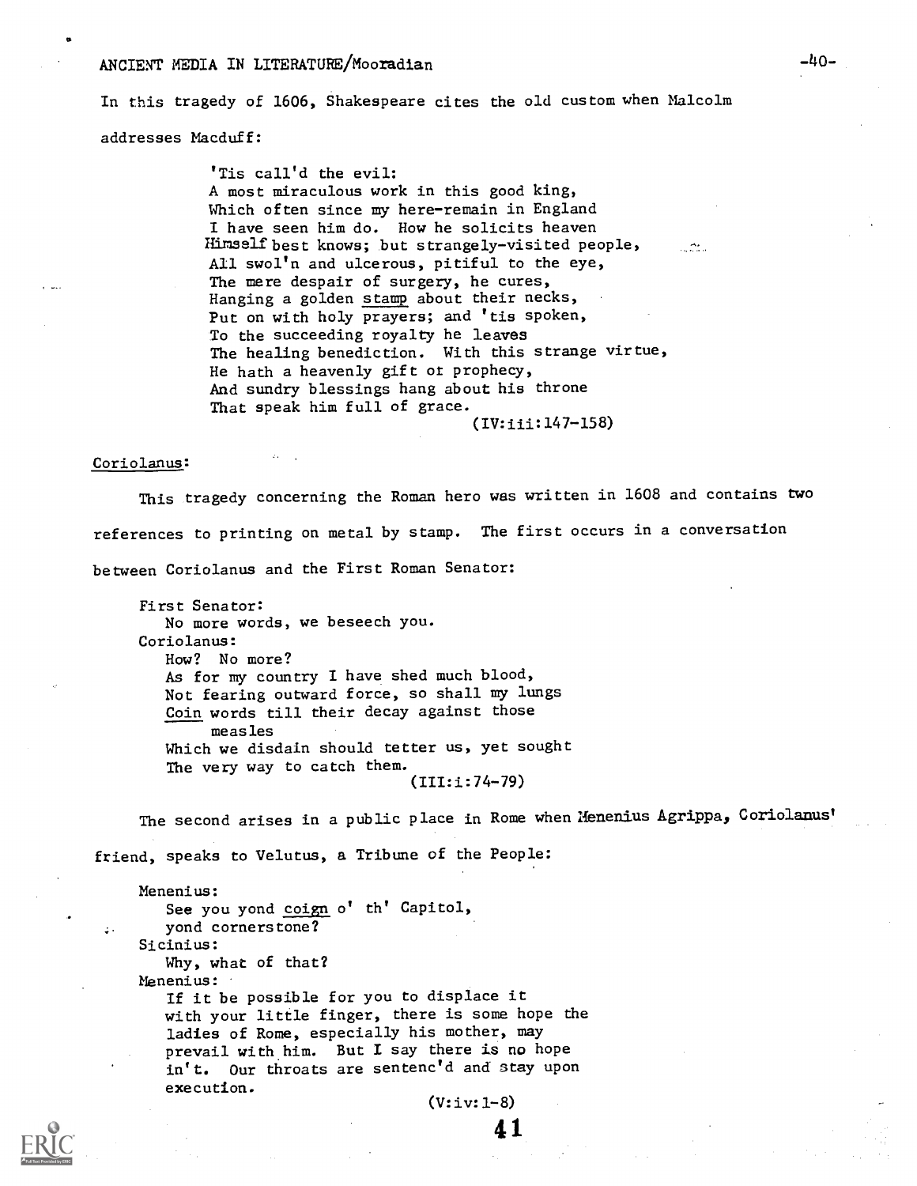In this tragedy of 1606, Shakespeare cites the old custom when Malcolm addresses Macduff:

> 'Tis call'd the evil:
> A most miraculous work in this good king,
> Which often since my here-remain in England
> I have seen him do. How he solicits heaven
> Himself best knows; but strangely-visited people,
> All swol'n and ulcerous, pitiful to the eye,
> The mere despair of surgery, he cures,
> Hanging a golden <u>stamp</u> about their necks,
> Put on with holy prayers; and 'tis spoken,
> To the succeeding royalty he leaves
> The healing benediction. With this strange virtue,
> He hath a heavenly gift ot prophecy,
> And sundry blessings hang about his throne
> That speak him full of grace.
>
> (IV:iii:147-158)

<u>Coriolanus</u>:

This tragedy concerning the Roman hero was written in 1608 and contains two references to printing on metal by stamp. The first occurs in a conversation between Coriolanus and the First Roman Senator:

> First Senator:
> No more words, we beseech you.
> Coriolanus:
> How? No more?
> As for my country I have shed much blood,
> Not fearing outward force, so shall my lungs
> <u>Coin</u> words till their decay against those measles
> Which we disdain should tetter us, yet sought
> The very way to catch them.
>
> (III:i:74-79)

The second arises in a public place in Rome when Menenius Agrippa, Coriolanus' friend, speaks to Velutus, a Tribune of the People:

> Menenius:
> See you yond <u>coign</u> o' th' Capitol,
> yond cornerstone?
> Sicinius:
> Why, what of that?
> Menenius:
> If it be possible for you to displace it
> with your little finger, there is some hope the
> ladies of Rome, especially his mother, may
> prevail with him. But I say there is no hope
> in't. Our throats are sentenc'd and stay upon
> execution.
>
> (V:iv:1-8)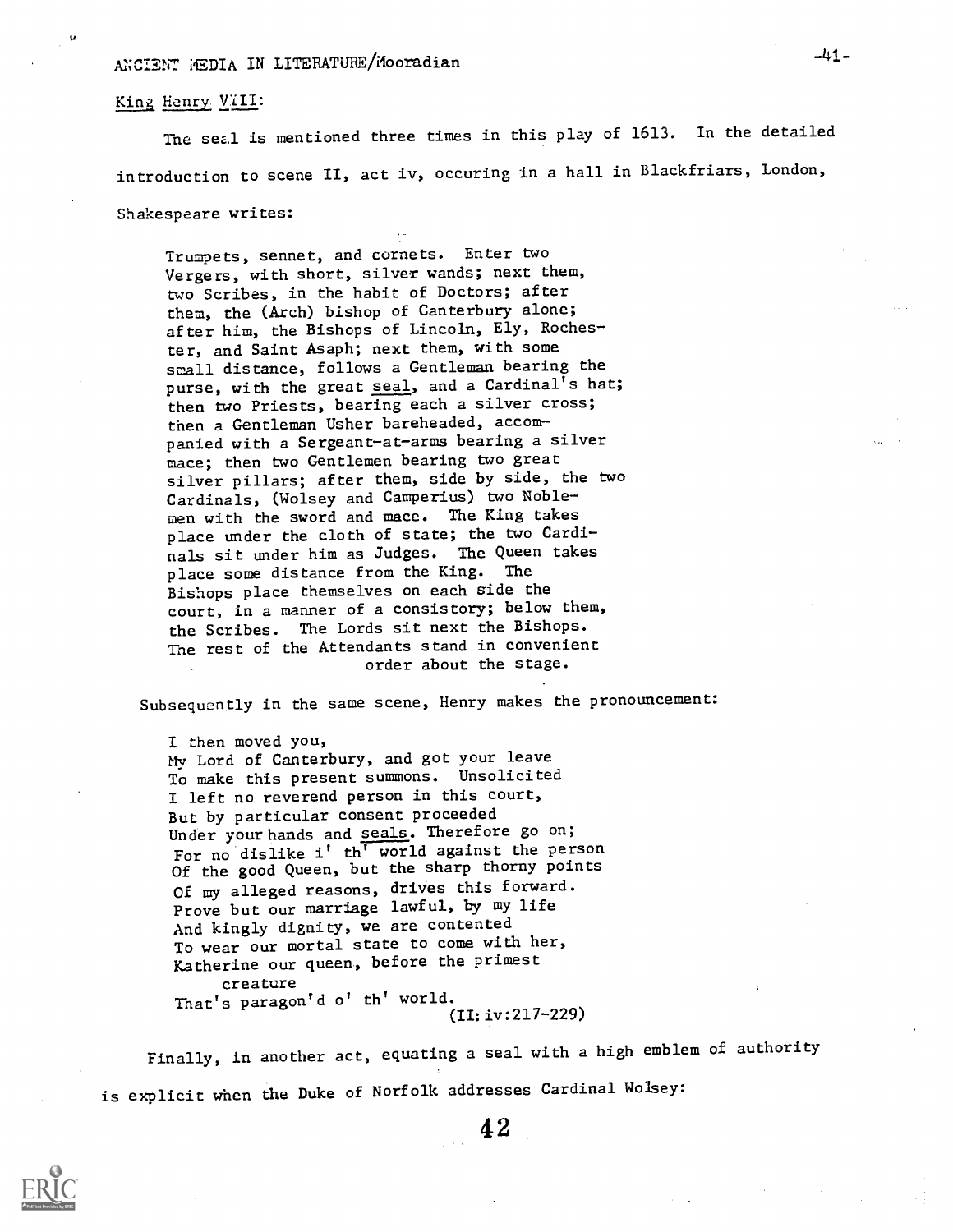King Henry VIII:

The seal is mentioned three times in this play of 1613. In the detailed introduction to scene II, act iv, occuring in a hall in Blackfriars, London, Shakespeare writes:

> Trumpets, sennet, and cornets. Enter two Vergers, with short, silver wands; next them, two Scribes, in the habit of Doctors; after them, the (Arch) bishop of Canterbury alone; after him, the Bishops of Lincoln, Ely, Rochester, and Saint Asaph; next them, with some small distance, follows a Gentleman bearing the purse, with the great seal, and a Cardinal's hat; then two Priests, bearing each a silver cross; then a Gentleman Usher bareheaded, accompanied with a Sergeant-at-arms bearing a silver mace; then two Gentlemen bearing two great silver pillars; after them, side by side, the two Cardinals, (Wolsey and Camperius) two Noblemen with the sword and mace. The King takes place under the cloth of state; the two Cardinals sit under him as Judges. The Queen takes place some distance from the King. The Bishops place themselves on each side the court, in a manner of a consistory; below them, the Scribes. The Lords sit next the Bishops. The rest of the Attendants stand in convenient order about the stage.

Subsequently in the same scene, Henry makes the pronouncement:

> I then moved you,
> My Lord of Canterbury, and got your leave
> To make this present summons. Unsolicited
> I left no reverend person in this court,
> But by particular consent proceeded
> Under your hands and seals. Therefore go on;
> For no dislike i' th' world against the person
> Of the good Queen, but the sharp thorny points
> Of my alleged reasons, drives this forward.
> Prove but our marriage lawful, by my life
> And kingly dignity, we are contented
> To wear our mortal state to come with her,
> Katherine our queen, before the primest
> creature
> That's paragon'd o' th' world.
>
> (II:iv:217-229)

Finally, in another act, equating a seal with a high emblem of authority is explicit when the Duke of Norfolk addresses Cardinal Wolsey: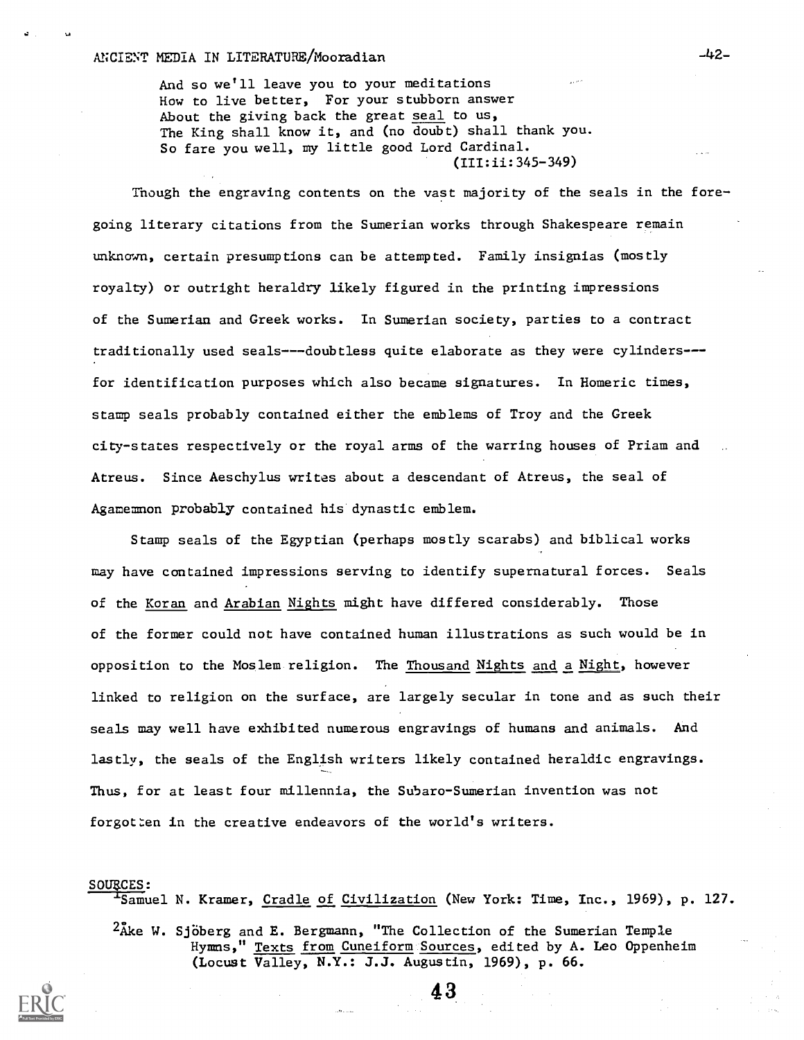And so we'll leave you to your meditations
How to live better. For your stubborn answer
About the giving back the great seal to us,
The King shall know it, and (no doubt) shall thank you.
So fare you well, my little good Lord Cardinal.
(III:ii:345-349)

Though the engraving contents on the vast majority of the seals in the foregoing literary citations from the Sumerian works through Shakespeare remain unknown, certain presumptions can be attempted. Family insignias (mostly royalty) or outright heraldry likely figured in the printing impressions of the Sumerian and Greek works. In Sumerian society, parties to a contract traditionally used seals---doubtless quite elaborate as they were cylinders---for identification purposes which also became signatures. In Homeric times, stamp seals probably contained either the emblems of Troy and the Greek city-states respectively or the royal arms of the warring houses of Priam and Atreus. Since Aeschylus writes about a descendant of Atreus, the seal of Agamemnon probably contained his dynastic emblem.

Stamp seals of the Egyptian (perhaps mostly scarabs) and biblical works may have contained impressions serving to identify supernatural forces. Seals of the Koran and Arabian Nights might have differed considerably. Those of the former could not have contained human illustrations as such would be in opposition to the Moslem religion. The Thousand Nights and a Night, however linked to religion on the surface, are largely secular in tone and as such their seals may well have exhibited numerous engravings of humans and animals. And lastly, the seals of the English writers likely contained heraldic engravings. Thus, for at least four millennia, the Subaro-Sumerian invention was not forgotten in the creative endeavors of the world's writers.

SOURCES:

[1] Samuel N. Kramer, Cradle of Civilization (New York: Time, Inc., 1969), p. 127.

[2] Åke W. Sjöberg and E. Bergmann, "The Collection of the Sumerian Temple Hymns," Texts from Cuneiform Sources, edited by A. Leo Oppenheim (Locust Valley, N.Y.: J.J. Augustin, 1969), p. 66.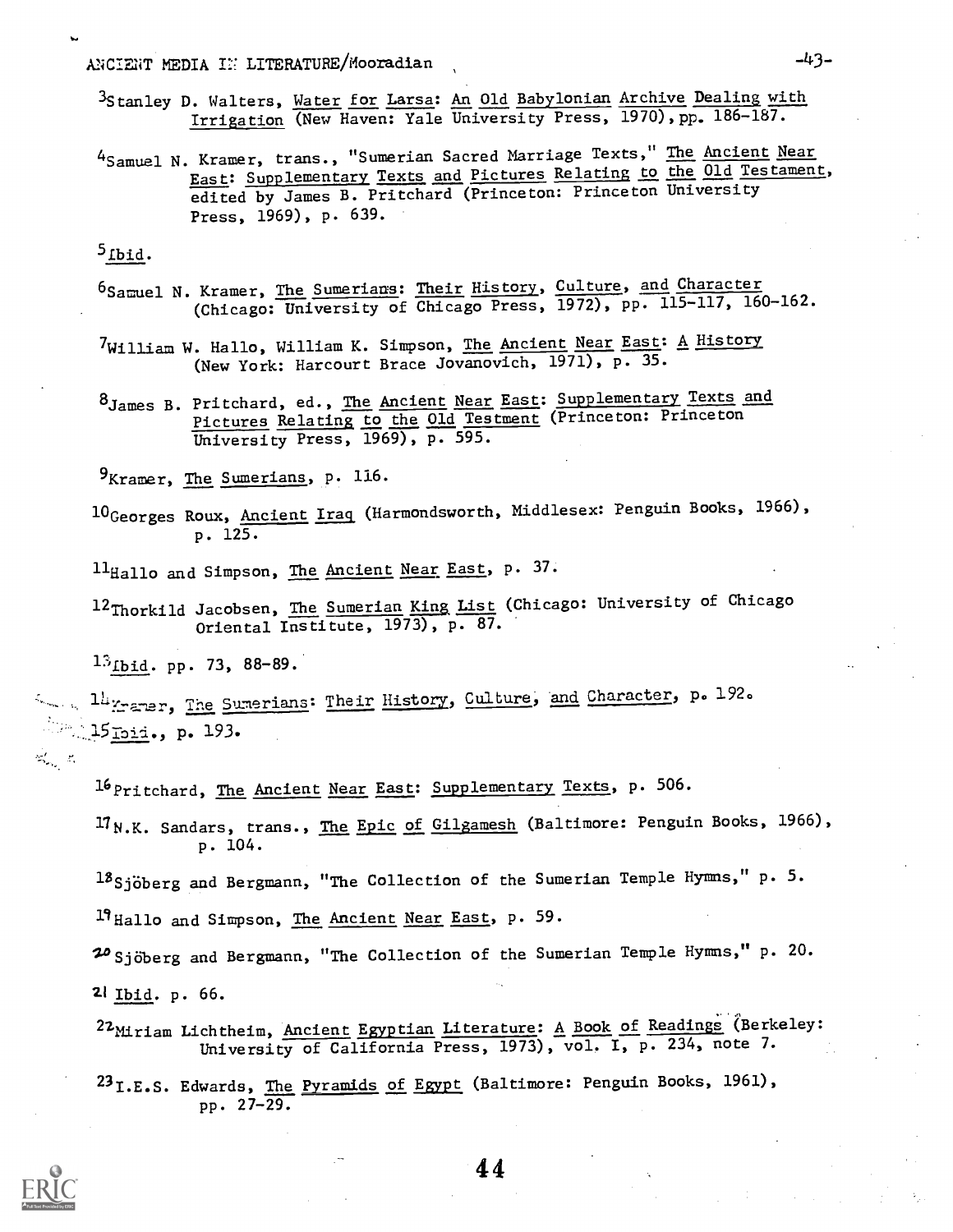[3]Stanley D. Walters, Water for Larsa: An Old Babylonian Archive Dealing with Irrigation (New Haven: Yale University Press, 1970), pp. 186-187.

[4]Samuel N. Kramer, trans., "Sumerian Sacred Marriage Texts," The Ancient Near East: Supplementary Texts and Pictures Relating to the Old Testament, edited by James B. Pritchard (Princeton: Princeton University Press, 1969), p. 639.

[5]Ibid.

[6]Samuel N. Kramer, The Sumerians: Their History, Culture, and Character (Chicago: University of Chicago Press, 1972), pp. 115-117, 160-162.

[7]William W. Hallo, William K. Simpson, The Ancient Near East: A History (New York: Harcourt Brace Jovanovich, 1971), p. 35.

[8]James B. Pritchard, ed., The Ancient Near East: Supplementary Texts and Pictures Relating to the Old Testment (Princeton: Princeton University Press, 1969), p. 595.

[9]Kramer, The Sumerians, p. 116.

[10]Georges Roux, Ancient Iraq (Harmondsworth, Middlesex: Penguin Books, 1966), p. 125.

[11]Hallo and Simpson, The Ancient Near East, p. 37.

[12]Thorkild Jacobsen, The Sumerian King List (Chicago: University of Chicago Oriental Institute, 1973), p. 87.

[13]Ibid. pp. 73, 88-89.

[14]Kramer, The Sumerians: Their History, Culture, and Character, p. 192.

[15]Ibid., p. 193.

[16]Pritchard, The Ancient Near East: Supplementary Texts, p. 506.

[17]N.K. Sandars, trans., The Epic of Gilgamesh (Baltimore: Penguin Books, 1966), p. 104.

[18]Sjöberg and Bergmann, "The Collection of the Sumerian Temple Hymns," p. 5.

[19]Hallo and Simpson, The Ancient Near East, p. 59.

[20]Sjöberg and Bergmann, "The Collection of the Sumerian Temple Hymns," p. 20.

[21]Ibid. p. 66.

[22]Miriam Lichtheim, Ancient Egyptian Literature: A Book of Readings (Berkeley: University of California Press, 1973), vol. I, p. 234, note 7.

[23]I.E.S. Edwards, The Pyramids of Egypt (Baltimore: Penguin Books, 1961), pp. 27-29.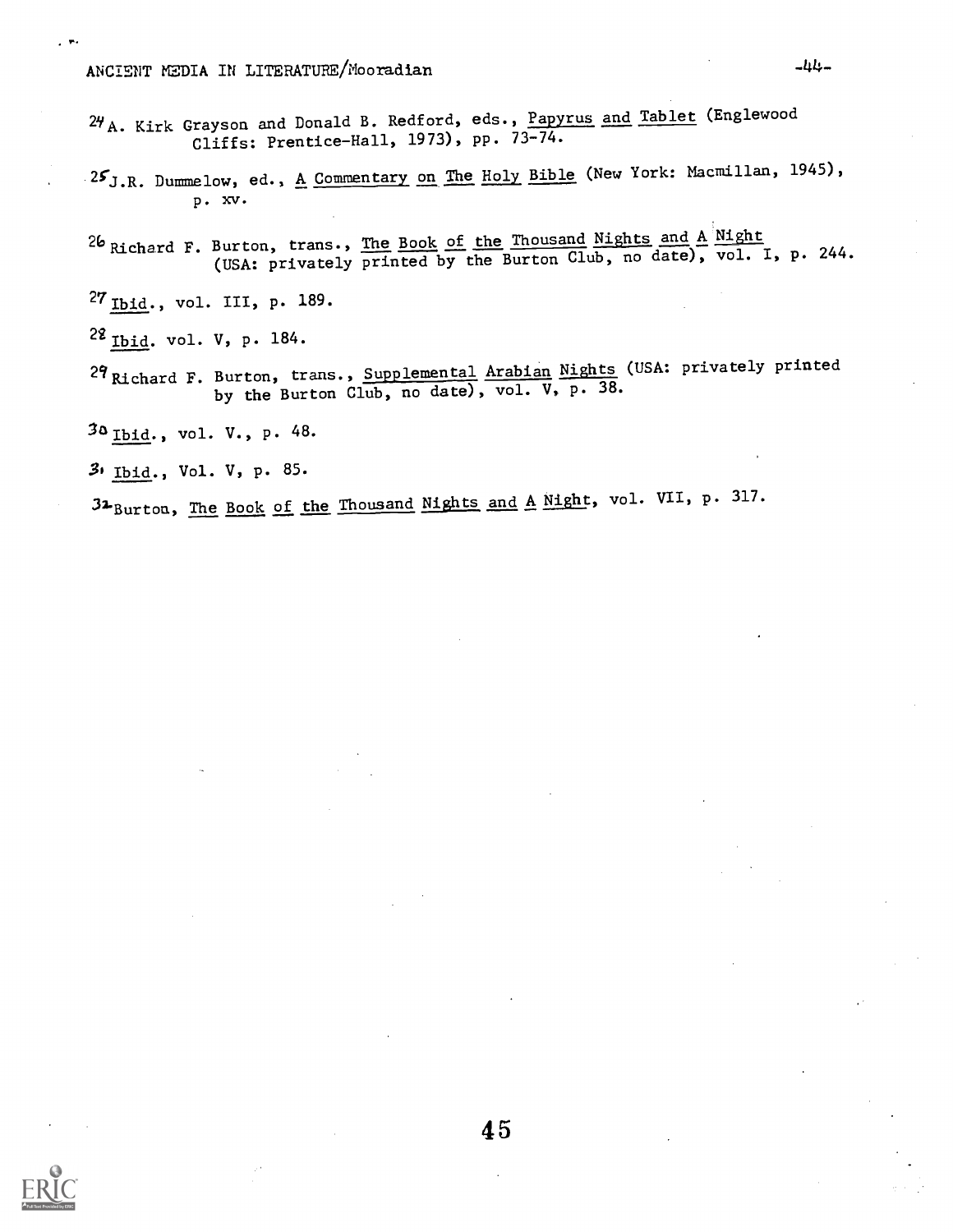[24] A. Kirk Grayson and Donald B. Redford, eds., Papyrus and Tablet (Englewood Cliffs: Prentice-Hall, 1973), pp. 73-74.

[25] J.R. Dummelow, ed., A Commentary on The Holy Bible (New York: Macmillan, 1945), p. xv.

[26] Richard F. Burton, trans., The Book of the Thousand Nights and A Night (USA: privately printed by the Burton Club, no date), vol. I, p. 244.

[27] Ibid., vol. III, p. 189.

[28] Ibid. vol. V, p. 184.

[29] Richard F. Burton, trans., Supplemental Arabian Nights (USA: privately printed by the Burton Club, no date), vol. V, p. 38.

[30] Ibid., vol. V., p. 48.

[31] Ibid., Vol. V, p. 85.

[32] Burton, The Book of the Thousand Nights and A Night, vol. VII, p. 317.